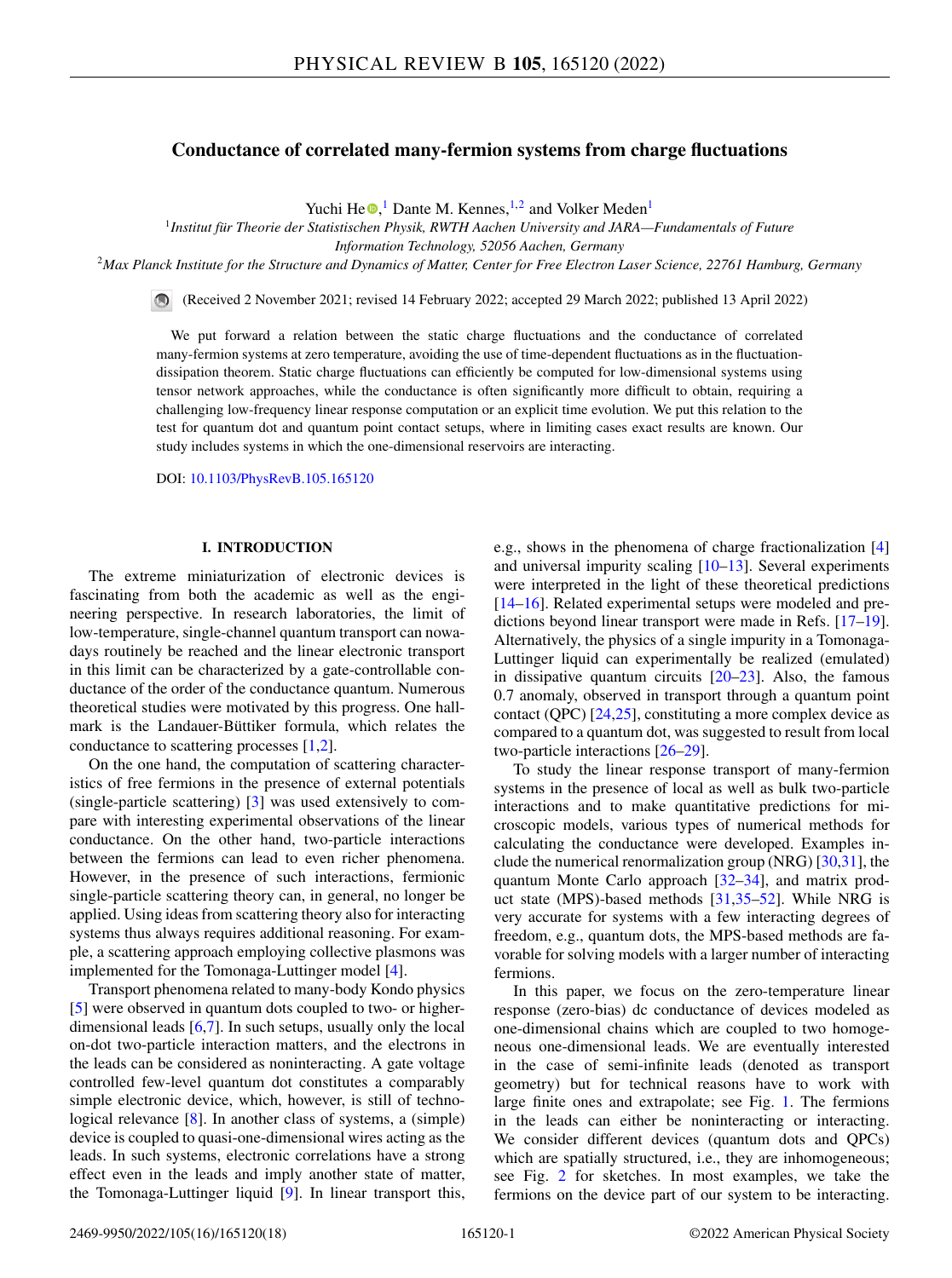# Conductance of correlated many-fermion systems from charge fluctuations

Yuchi He,[1] Dante M. Kennes,[1,2] and Volker Meden[1]

[1]*Institut für Theorie der Statistischen Physik, RWTH Aachen University and JARA—Fundamentals of Future Information Technology, 52056 Aachen, Germany*

[2]*Max Planck Institute for the Structure and Dynamics of Matter, Center for Free Electron Laser Science, 22761 Hamburg, Germany*

(Received 2 November 2021; revised 14 February 2022; accepted 29 March 2022; published 13 April 2022)

We put forward a relation between the static charge fluctuations and the conductance of correlated many-fermion systems at zero temperature, avoiding the use of time-dependent fluctuations as in the fluctuation-dissipation theorem. Static charge fluctuations can efficiently be computed for low-dimensional systems using tensor network approaches, while the conductance is often significantly more difficult to obtain, requiring a challenging low-frequency linear response computation or an explicit time evolution. We put this relation to the test for quantum dot and quantum point contact setups, where in limiting cases exact results are known. Our study includes systems in which the one-dimensional reservoirs are interacting.

DOI: 10.1103/PhysRevB.105.165120

## I. INTRODUCTION

The extreme miniaturization of electronic devices is fascinating from both the academic as well as the engineering perspective. In research laboratories, the limit of low-temperature, single-channel quantum transport can nowadays routinely be reached and the linear electronic transport in this limit can be characterized by a gate-controllable conductance of the order of the conductance quantum. Numerous theoretical studies were motivated by this progress. One hallmark is the Landauer-Büttiker formula, which relates the conductance to scattering processes [1,2].

On the one hand, the computation of scattering characteristics of free fermions in the presence of external potentials (single-particle scattering) [3] was used extensively to compare with interesting experimental observations of the linear conductance. On the other hand, two-particle interactions between the fermions can lead to even richer phenomena. However, in the presence of such interactions, fermionic single-particle scattering theory can, in general, no longer be applied. Using ideas from scattering theory also for interacting systems thus always requires additional reasoning. For example, a scattering approach employing collective plasmons was implemented for the Tomonaga-Luttinger model [4].

Transport phenomena related to many-body Kondo physics [5] were observed in quantum dots coupled to two- or higher-dimensional leads [6,7]. In such setups, usually only the local on-dot two-particle interaction matters, and the electrons in the leads can be considered as noninteracting. A gate voltage controlled few-level quantum dot constitutes a comparably simple electronic device, which, however, is still of technological relevance [8]. In another class of systems, a (simple) device is coupled to quasi-one-dimensional wires acting as the leads. In such systems, electronic correlations have a strong effect even in the leads and imply another state of matter, the Tomonaga-Luttinger liquid [9]. In linear transport this, e.g., shows in the phenomena of charge fractionalization [4] and universal impurity scaling [10–13]. Several experiments were interpreted in the light of these theoretical predictions [14–16]. Related experimental setups were modeled and predictions beyond linear transport were made in Refs. [17–19]. Alternatively, the physics of a single impurity in a Tomonaga-Luttinger liquid can experimentally be realized (emulated) in dissipative quantum circuits [20–23]. Also, the famous 0.7 anomaly, observed in transport through a quantum point contact (QPC) [24,25], constituting a more complex device as compared to a quantum dot, was suggested to result from local two-particle interactions [26–29].

To study the linear response transport of many-fermion systems in the presence of local as well as bulk two-particle interactions and to make quantitative predictions for microscopic models, various types of numerical methods for calculating the conductance were developed. Examples include the numerical renormalization group (NRG) [30,31], the quantum Monte Carlo approach [32–34], and matrix product state (MPS)-based methods [31,35–52]. While NRG is very accurate for systems with a few interacting degrees of freedom, e.g., quantum dots, the MPS-based methods are favorable for solving models with a larger number of interacting fermions.

In this paper, we focus on the zero-temperature linear response (zero-bias) dc conductance of devices modeled as one-dimensional chains which are coupled to two homogeneous one-dimensional leads. We are eventually interested in the case of semi-infinite leads (denoted as transport geometry) but for technical reasons have to work with large finite ones and extrapolate; see Fig. 1. The fermions in the leads can either be noninteracting or interacting. We consider different devices (quantum dots and QPCs) which are spatially structured, i.e., they are inhomogeneous; see Fig. 2 for sketches. In most examples, we take the fermions on the device part of our system to be interacting.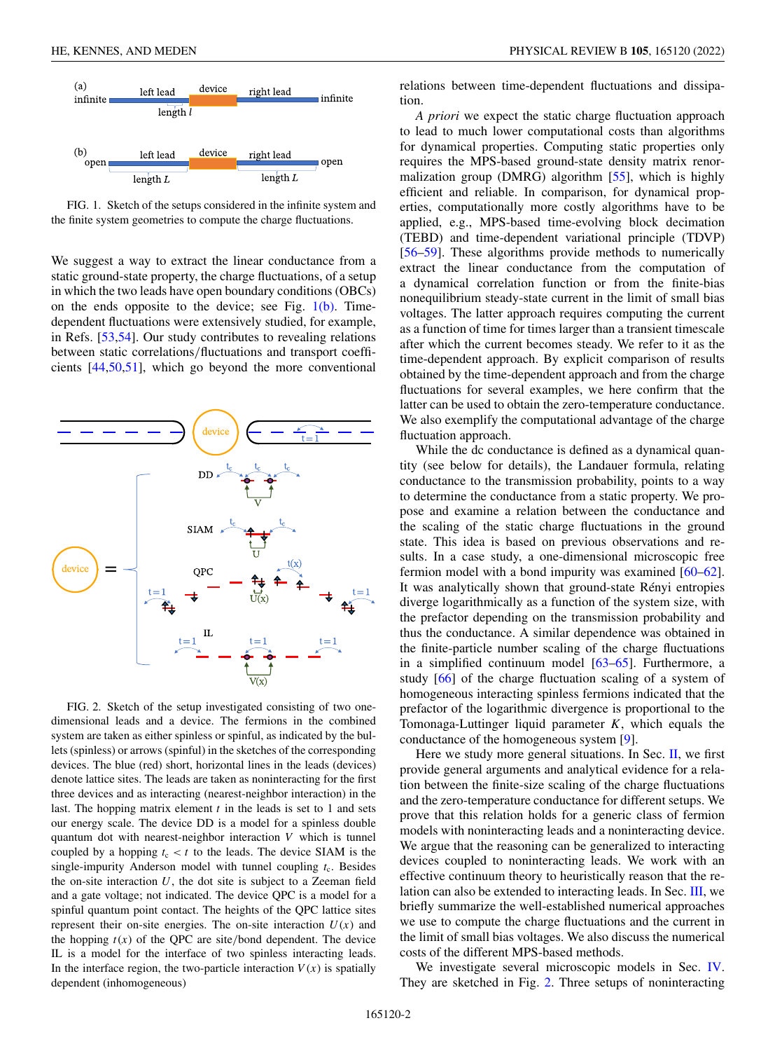FIG. 1. Sketch of the setups considered in the infinite system and the finite system geometries to compute the charge fluctuations.

We suggest a way to extract the linear conductance from a static ground-state property, the charge fluctuations, of a setup in which the two leads have open boundary conditions (OBCs) on the ends opposite to the device; see Fig. 1(b). Time-dependent fluctuations were extensively studied, for example, in Refs. [53,54]. Our study contributes to revealing relations between static correlations/fluctuations and transport coefficients [44,50,51], which go beyond the more conventional relations between time-dependent fluctuations and dissipation.

FIG. 2. Sketch of the setup investigated consisting of two one-dimensional leads and a device. The fermions in the combined system are taken as either spinless or spinful, as indicated by the bullets (spinless) or arrows (spinful) in the sketches of the corresponding devices. The blue (red) short, horizontal lines in the leads (devices) denote lattice sites. The leads are taken as noninteracting for the first three devices and as interacting (nearest-neighbor interaction) in the last. The hopping matrix element $t$ in the leads is set to 1 and sets our energy scale. The device DD is a model for a spinless double quantum dot with nearest-neighbor interaction $V$ which is tunnel coupled by a hopping $t_c < t$ to the leads. The device SIAM is the single-impurity Anderson model with tunnel coupling $t_c$. Besides the on-site interaction $U$, the dot site is subject to a Zeeman field and a gate voltage; not indicated. The device QPC is a model for a spinful quantum point contact. The heights of the QPC lattice sites represent their on-site energies. The on-site interaction $U(x)$ and the hopping $t(x)$ of the QPC are site/bond dependent. The device IL is a model for the interface of two spinless interacting leads. In the interface region, the two-particle interaction $V(x)$ is spatially dependent (inhomogeneous)

*A priori* we expect the static charge fluctuation approach to lead to much lower computational costs than algorithms for dynamical properties. Computing static properties only requires the MPS-based ground-state density matrix renormalization group (DMRG) algorithm [55], which is highly efficient and reliable. In comparison, for dynamical properties, computationally more costly algorithms have to be applied, e.g., MPS-based time-evolving block decimation (TEBD) and time-dependent variational principle (TDVP) [56–59]. These algorithms provide methods to numerically extract the linear conductance from the computation of a dynamical correlation function or from the finite-bias nonequilibrium steady-state current in the limit of small bias voltages. The latter approach requires computing the current as a function of time for times larger than a transient timescale after which the current becomes steady. We refer to it as the time-dependent approach. By explicit comparison of results obtained by the time-dependent approach and from the charge fluctuations for several examples, we here confirm that the latter can be used to obtain the zero-temperature conductance. We also exemplify the computational advantage of the charge fluctuation approach.

While the dc conductance is defined as a dynamical quantity (see below for details), the Landauer formula, relating conductance to the transmission probability, points to a way to determine the conductance from a static property. We propose and examine a relation between the conductance and the scaling of the static charge fluctuations in the ground state. This idea is based on previous observations and results. In a case study, a one-dimensional microscopic free fermion model with a bond impurity was examined [60–62]. It was analytically shown that ground-state Rényi entropies diverge logarithmically as a function of the system size, with the prefactor depending on the transmission probability and thus the conductance. A similar dependence was obtained in the finite-particle number scaling of the charge fluctuations in a simplified continuum model [63–65]. Furthermore, a study [66] of the charge fluctuation scaling of a system of homogeneous interacting spinless fermions indicated that the prefactor of the logarithmic divergence is proportional to the Tomonaga-Luttinger liquid parameter $K$, which equals the conductance of the homogeneous system [9].

Here we study more general situations. In Sec. II, we first provide general arguments and analytical evidence for a relation between the finite-size scaling of the charge fluctuations and the zero-temperature conductance for different setups. We prove that this relation holds for a generic class of fermion models with noninteracting leads and a noninteracting device. We argue that the reasoning can be generalized to interacting devices coupled to noninteracting leads. We work with an effective continuum theory to heuristically reason that the relation can also be extended to interacting leads. In Sec. III, we briefly summarize the well-established numerical approaches we use to compute the charge fluctuations and the current in the limit of small bias voltages. We also discuss the numerical costs of the different MPS-based methods.

We investigate several microscopic models in Sec. IV. They are sketched in Fig. 2. Three setups of noninteracting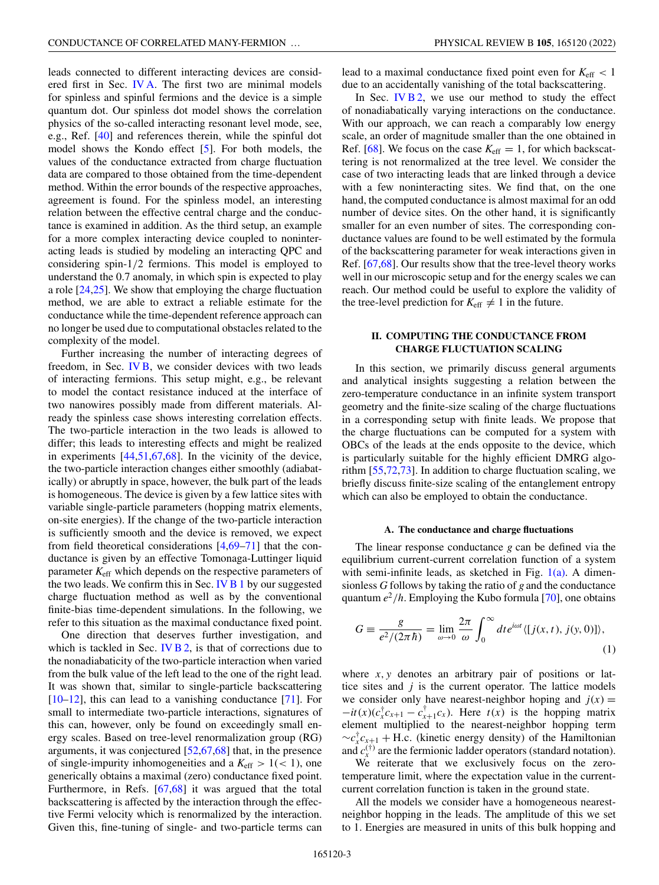leads connected to different interacting devices are considered first in Sec. IV A. The first two are minimal models for spinless and spinful fermions and the device is a simple quantum dot. Our spinless dot model shows the correlation physics of the so-called interacting resonant level mode, see, e.g., Ref. [40] and references therein, while the spinful dot model shows the Kondo effect [5]. For both models, the values of the conductance extracted from charge fluctuation data are compared to those obtained from the time-dependent method. Within the error bounds of the respective approaches, agreement is found. For the spinless model, an interesting relation between the effective central charge and the conductance is examined in addition. As the third setup, an example for a more complex interacting device coupled to noninteracting leads is studied by modeling an interacting QPC and considering spin-1/2 fermions. This model is employed to understand the 0.7 anomaly, in which spin is expected to play a role [24,25]. We show that employing the charge fluctuation method, we are able to extract a reliable estimate for the conductance while the time-dependent reference approach can no longer be used due to computational obstacles related to the complexity of the model.

Further increasing the number of interacting degrees of freedom, in Sec. IV B, we consider devices with two leads of interacting fermions. This setup might, e.g., be relevant to model the contact resistance induced at the interface of two nanowires possibly made from different materials. Already the spinless case shows interesting correlation effects. The two-particle interaction in the two leads is allowed to differ; this leads to interesting effects and might be realized in experiments [44,51,67,68]. In the vicinity of the device, the two-particle interaction changes either smoothly (adiabatically) or abruptly in space, however, the bulk part of the leads is homogeneous. The device is given by a few lattice sites with variable single-particle parameters (hopping matrix elements, on-site energies). If the change of the two-particle interaction is sufficiently smooth and the device is removed, we expect from field theoretical considerations [4,69–71] that the conductance is given by an effective Tomonaga-Luttinger liquid parameter $K_{\mathrm{eff}}$ which depends on the respective parameters of the two leads. We confirm this in Sec. IV B 1 by our suggested charge fluctuation method as well as by the conventional finite-bias time-dependent simulations. In the following, we refer to this situation as the maximal conductance fixed point.

One direction that deserves further investigation, and which is tackled in Sec. IV B 2, is that of corrections due to the nonadiabaticity of the two-particle interaction when varied from the bulk value of the left lead to the one of the right lead. It was shown that, similar to single-particle backscattering [10–12], this can lead to a vanishing conductance [71]. For small to intermediate two-particle interactions, signatures of this can, however, only be found on exceedingly small energy scales. Based on tree-level renormalization group (RG) arguments, it was conjectured [52,67,68] that, in the presence of single-impurity inhomogeneities and a $K_{\mathrm{eff}} > 1 (< 1)$, one generically obtains a maximal (zero) conductance fixed point. Furthermore, in Refs. [67,68] it was argued that the total backscattering is affected by the interaction through the effective Fermi velocity which is renormalized by the interaction. Given this, fine-tuning of single- and two-particle terms can lead to a maximal conductance fixed point even for $K_{\mathrm{eff}} < 1$ due to an accidentally vanishing of the total backscattering.

In Sec. IV B 2, we use our method to study the effect of nonadiabatically varying interactions on the conductance. With our approach, we can reach a comparably low energy scale, an order of magnitude smaller than the one obtained in Ref. [68]. We focus on the case $K_{\mathrm{eff}} = 1$, for which backscattering is not renormalized at the tree level. We consider the case of two interacting leads that are linked through a device with a few noninteracting sites. We find that, on the one hand, the computed conductance is almost maximal for an odd number of device sites. On the other hand, it is significantly smaller for an even number of sites. The corresponding conductance values are found to be well estimated by the formula of the backscattering parameter for weak interactions given in Ref. [67,68]. Our results show that the tree-level theory works well in our microscopic setup and for the energy scales we can reach. Our method could be useful to explore the validity of the tree-level prediction for $K_{\mathrm{eff}} \neq 1$ in the future.

## II. COMPUTING THE CONDUCTANCE FROM CHARGE FLUCTUATION SCALING

In this section, we primarily discuss general arguments and analytical insights suggesting a relation between the zero-temperature conductance in an infinite system transport geometry and the finite-size scaling of the charge fluctuations in a corresponding setup with finite leads. We propose that the charge fluctuations can be computed for a system with OBCs of the leads at the ends opposite to the device, which is particularly suitable for the highly efficient DMRG algorithm [55,72,73]. In addition to charge fluctuation scaling, we briefly discuss finite-size scaling of the entanglement entropy which can also be employed to obtain the conductance.

### A. The conductance and charge fluctuations

The linear response conductance $g$ can be defined via the equilibrium current-current correlation function of a system with semi-infinite leads, as sketched in Fig. 1(a). A dimensionless $G$ follows by taking the ratio of $g$ and the conductance quantum $e^2/h$. Employing the Kubo formula [70], one obtains

$$G \equiv \frac{g}{e^2/(2\pi\hbar)} = \lim_{\omega\to 0} \frac{2\pi}{\omega} \int_0^\infty dt\, e^{i\omega t} \langle [j(x,t), j(y,0)] \rangle, \tag{1}$$

where $x, y$ denotes an arbitrary pair of positions or lattice sites and $j$ is the current operator. The lattice models we consider only have nearest-neighbor hoping and $j(x) = -it(x)(c_x^\dagger c_{x+1} - c_{x+1}^\dagger c_x)$. Here $t(x)$ is the hopping matrix element multiplied to the nearest-neighbor hopping term $\sim c_x^\dagger c_{x+1} + \mathrm{H.c.}$ (kinetic energy density) of the Hamiltonian and $c_x^{(\dagger)}$ are the fermionic ladder operators (standard notation).

We reiterate that we exclusively focus on the zero-temperature limit, where the expectation value in the current-current correlation function is taken in the ground state.

All the models we consider have a homogeneous nearest-neighbor hopping in the leads. The amplitude of this we set to 1. Energies are measured in units of this bulk hopping and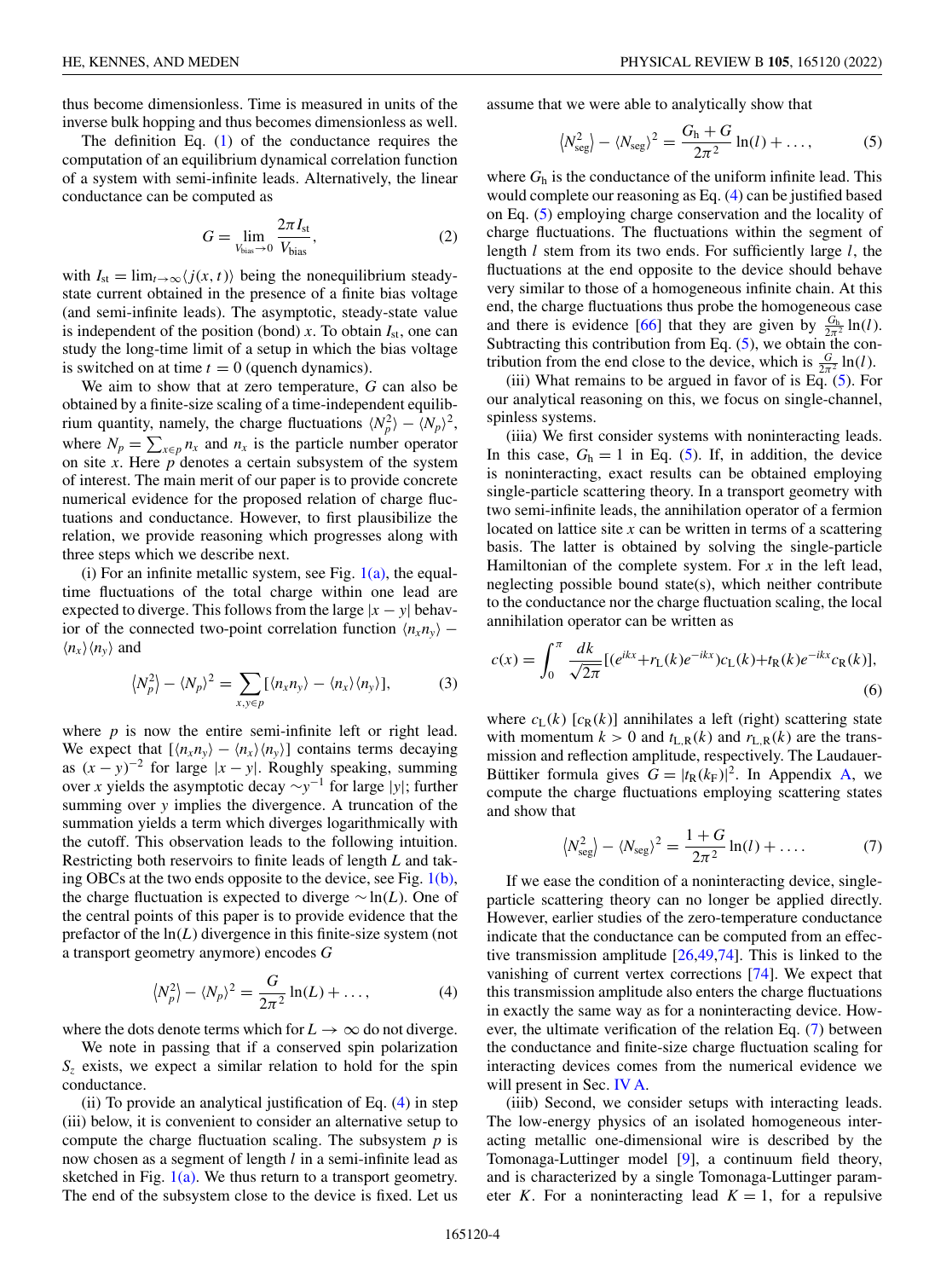thus become dimensionless. Time is measured in units of the inverse bulk hopping and thus becomes dimensionless as well.

The definition Eq. (1) of the conductance requires the computation of an equilibrium dynamical correlation function of a system with semi-infinite leads. Alternatively, the linear conductance can be computed as

$$G = \lim_{V_{\text{bias}} \to 0} \frac{2\pi I_{\text{st}}}{V_{\text{bias}}}, \tag{2}$$

with $I_{\text{st}} = \lim_{t\to\infty}\langle j(x,t)\rangle$ being the nonequilibrium steady-state current obtained in the presence of a finite bias voltage (and semi-infinite leads). The asymptotic, steady-state value is independent of the position (bond) $x$. To obtain $I_{\text{st}}$, one can study the long-time limit of a setup in which the bias voltage is switched on at time $t = 0$ (quench dynamics).

We aim to show that at zero temperature, $G$ can also be obtained by a finite-size scaling of a time-independent equilibrium quantity, namely, the charge fluctuations $\langle N_p^2\rangle - \langle N_p\rangle^2$, where $N_p = \sum_{x\in p} n_x$ and $n_x$ is the particle number operator on site $x$. Here $p$ denotes a certain subsystem of the system of interest. The main merit of our paper is to provide concrete numerical evidence for the proposed relation of charge fluctuations and conductance. However, to first plausibilize the relation, we provide reasoning which progresses along with three steps which we describe next.

(i) For an infinite metallic system, see Fig. 1(a), the equal-time fluctuations of the total charge within one lead are expected to diverge. This follows from the large $|x-y|$ behavior of the connected two-point correlation function $\langle n_x n_y\rangle - \langle n_x\rangle\langle n_y\rangle$ and

$$\langle N_p^2\rangle - \langle N_p\rangle^2 = \sum_{x,y\in p}[\langle n_x n_y\rangle - \langle n_x\rangle\langle n_y\rangle], \tag{3}$$

where $p$ is now the entire semi-infinite left or right lead. We expect that $[\langle n_x n_y\rangle - \langle n_x\rangle\langle n_y\rangle]$ contains terms decaying as $(x-y)^{-2}$ for large $|x-y|$. Roughly speaking, summing over $x$ yields the asymptotic decay $\sim y^{-1}$ for large $|y|$; further summing over $y$ implies the divergence. A truncation of the summation yields a term which diverges logarithmically with the cutoff. This observation leads to the following intuition. Restricting both reservoirs to finite leads of length $L$ and taking OBCs at the two ends opposite to the device, see Fig. 1(b), the charge fluctuation is expected to diverge $\sim \ln(L)$. One of the central points of this paper is to provide evidence that the prefactor of the $\ln(L)$ divergence in this finite-size system (not a transport geometry anymore) encodes $G$

$$\langle N_p^2\rangle - \langle N_p\rangle^2 = \frac{G}{2\pi^2}\ln(L) + \dots, \tag{4}$$

where the dots denote terms which for $L\to\infty$ do not diverge.

We note in passing that if a conserved spin polarization $S_z$ exists, we expect a similar relation to hold for the spin conductance.

(ii) To provide an analytical justification of Eq. (4) in step (iii) below, it is convenient to consider an alternative setup to compute the charge fluctuation scaling. The subsystem $p$ is now chosen as a segment of length $l$ in a semi-infinite lead as sketched in Fig. 1(a). We thus return to a transport geometry. The end of the subsystem close to the device is fixed. Let us assume that we were able to analytically show that

$$\langle N_{\text{seg}}^2\rangle - \langle N_{\text{seg}}\rangle^2 = \frac{G_{\text{h}} + G}{2\pi^2}\ln(l) + \dots, \tag{5}$$

where $G_{\text{h}}$ is the conductance of the uniform infinite lead. This would complete our reasoning as Eq. (4) can be justified based on Eq. (5) employing charge conservation and the locality of charge fluctuations. The fluctuations within the segment of length $l$ stem from its two ends. For sufficiently large $l$, the fluctuations at the end opposite to the device should behave very similar to those of a homogeneous infinite chain. At this end, the charge fluctuations thus probe the homogeneous case and there is evidence [66] that they are given by $\frac{G_{\text{h}}}{2\pi^2}\ln(l)$. Subtracting this contribution from Eq. (5), we obtain the contribution from the end close to the device, which is $\frac{G}{2\pi^2}\ln(l)$.

(iii) What remains to be argued in favor of is Eq. (5). For our analytical reasoning on this, we focus on single-channel, spinless systems.

(iiia) We first consider systems with noninteracting leads. In this case, $G_{\text{h}} = 1$ in Eq. (5). If, in addition, the device is noninteracting, exact results can be obtained employing single-particle scattering theory. In a transport geometry with two semi-infinite leads, the annihilation operator of a fermion located on lattice site $x$ can be written in terms of a scattering basis. The latter is obtained by solving the single-particle Hamiltonian of the complete system. For $x$ in the left lead, neglecting possible bound state(s), which neither contribute to the conductance nor the charge fluctuation scaling, the local annihilation operator can be written as

$$c(x) = \int_0^{\pi}\frac{dk}{\sqrt{2\pi}}[(e^{ikx} + r_{\text{L}}(k)e^{-ikx})c_{\text{L}}(k) + t_{\text{R}}(k)e^{-ikx}c_{\text{R}}(k)], \tag{6}$$

where $c_{\text{L}}(k)$ [$c_{\text{R}}(k)$] annihilates a left (right) scattering state with momentum $k > 0$ and $t_{\text{L,R}}(k)$ and $r_{\text{L,R}}(k)$ are the transmission and reflection amplitude, respectively. The Laudauer-Büttiker formula gives $G = |t_{\text{R}}(k_{\text{F}})|^2$. In Appendix A, we compute the charge fluctuations employing scattering states and show that

$$\langle N_{\text{seg}}^2\rangle - \langle N_{\text{seg}}\rangle^2 = \frac{1 + G}{2\pi^2}\ln(l) + \dots. \tag{7}$$

If we ease the condition of a noninteracting device, single-particle scattering theory can no longer be applied directly. However, earlier studies of the zero-temperature conductance indicate that the conductance can be computed from an effective transmission amplitude [26,49,74]. This is linked to the vanishing of current vertex corrections [74]. We expect that this transmission amplitude also enters the charge fluctuations in exactly the same way as for a noninteracting device. However, the ultimate verification of the relation Eq. (7) between the conductance and finite-size charge fluctuation scaling for interacting devices comes from the numerical evidence we will present in Sec. IV A.

(iiib) Second, we consider setups with interacting leads. The low-energy physics of an isolated homogeneous interacting metallic one-dimensional wire is described by the Tomonaga-Luttinger model [9], a continuum field theory, and is characterized by a single Tomonaga-Luttinger parameter $K$. For a noninteracting lead $K = 1$, for a repulsive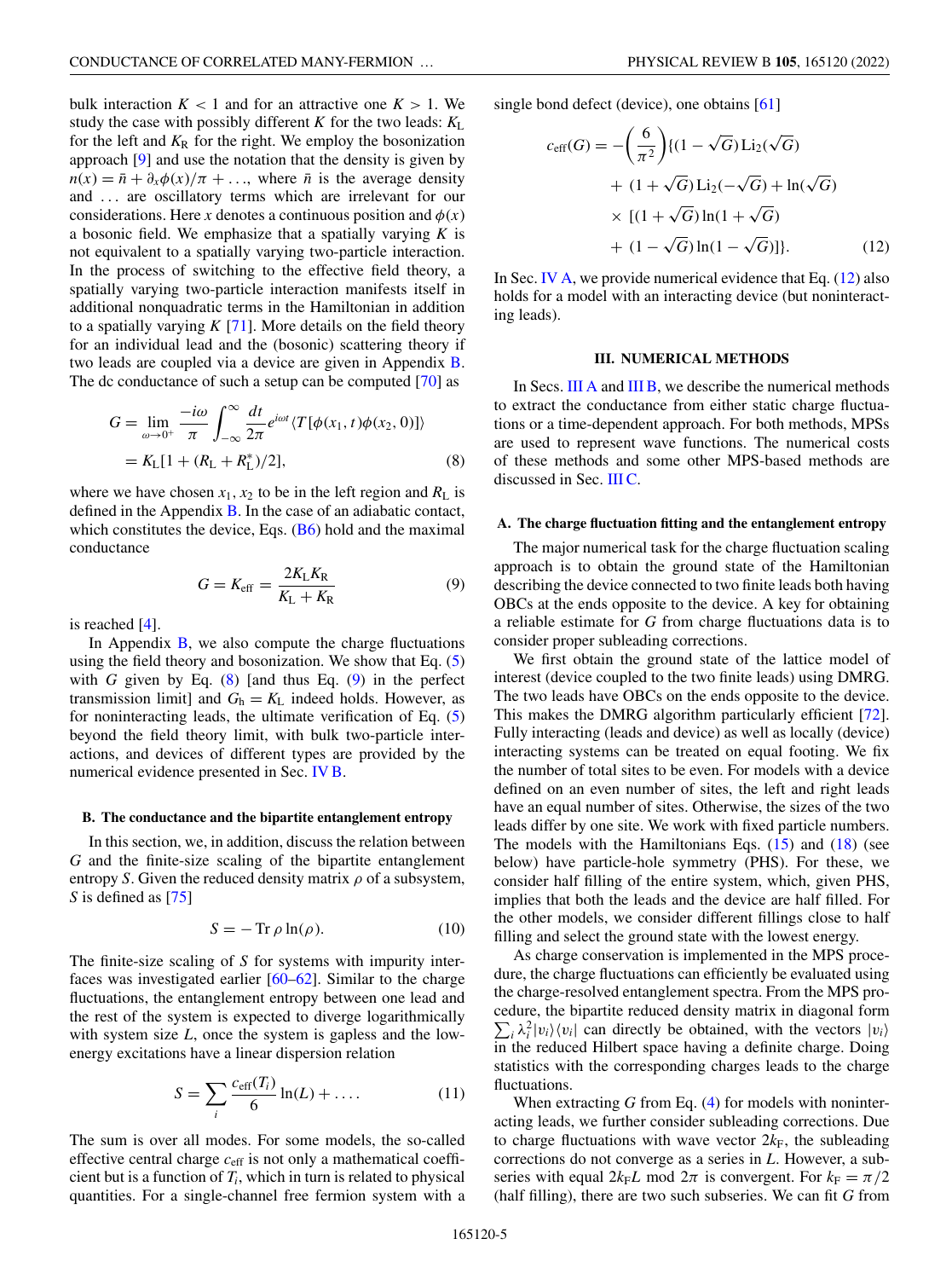bulk interaction $K < 1$ and for an attractive one $K > 1$. We study the case with possibly different $K$ for the two leads: $K_L$ for the left and $K_R$ for the right. We employ the bosonization approach [9] and use the notation that the density is given by $n(x) = \bar{n} + \partial_x \phi(x)/\pi + \ldots$, where $\bar{n}$ is the average density and $\ldots$ are oscillatory terms which are irrelevant for our considerations. Here $x$ denotes a continuous position and $\phi(x)$ a bosonic field. We emphasize that a spatially varying $K$ is not equivalent to a spatially varying two-particle interaction. In the process of switching to the effective field theory, a spatially varying two-particle interaction manifests itself in additional nonquadratic terms in the Hamiltonian in addition to a spatially varying $K$ [71]. More details on the field theory for an individual lead and the (bosonic) scattering theory if two leads are coupled via a device are given in Appendix B. The dc conductance of such a setup can be computed [70] as

$$G = \lim_{\omega \to 0^+} \frac{-i\omega}{\pi} \int_{-\infty}^{\infty} \frac{dt}{2\pi} e^{i\omega t} \langle T[\phi(x_1, t)\phi(x_2, 0)] \rangle$$
$$= K_L[1 + (R_L + R_L^*)/2], \tag{8}$$

where we have chosen $x_1, x_2$ to be in the left region and $R_L$ is defined in the Appendix B. In the case of an adiabatic contact, which constitutes the device, Eqs. (B6) hold and the maximal conductance

$$G = K_{\text{eff}} = \frac{2K_L K_R}{K_L + K_R} \tag{9}$$

is reached [4].

In Appendix B, we also compute the charge fluctuations using the field theory and bosonization. We show that Eq. (5) with $G$ given by Eq. (8) [and thus Eq. (9) in the perfect transmission limit] and $G_h = K_L$ indeed holds. However, as for noninteracting leads, the ultimate verification of Eq. (5) beyond the field theory limit, with bulk two-particle interactions, and devices of different types are provided by the numerical evidence presented in Sec. IV B.

### B. The conductance and the bipartite entanglement entropy

In this section, we, in addition, discuss the relation between $G$ and the finite-size scaling of the bipartite entanglement entropy $S$. Given the reduced density matrix $\rho$ of a subsystem, $S$ is defined as [75]

$$S = -\operatorname{Tr} \rho \ln(\rho). \tag{10}$$

The finite-size scaling of $S$ for systems with impurity interfaces was investigated earlier [60–62]. Similar to the charge fluctuations, the entanglement entropy between one lead and the rest of the system is expected to diverge logarithmically with system size $L$, once the system is gapless and the low-energy excitations have a linear dispersion relation

$$S = \sum_i \frac{c_{\text{eff}}(T_i)}{6} \ln(L) + \ldots. \tag{11}$$

The sum is over all modes. For some models, the so-called effective central charge $c_{\text{eff}}$ is not only a mathematical coefficient but is a function of $T_i$, which in turn is related to physical quantities. For a single-channel free fermion system with a single bond defect (device), one obtains [61]

$$c_{\text{eff}}(G) = -\left(\frac{6}{\pi^2}\right)\{(1 - \sqrt{G}) \operatorname{Li}_2(\sqrt{G})$$
$$+ (1 + \sqrt{G}) \operatorname{Li}_2(-\sqrt{G}) + \ln(\sqrt{G})$$
$$\times [(1 + \sqrt{G}) \ln(1 + \sqrt{G})$$
$$+ (1 - \sqrt{G}) \ln(1 - \sqrt{G})]\}. \tag{12}$$

In Sec. IV A, we provide numerical evidence that Eq. (12) also holds for a model with an interacting device (but noninteracting leads).

## III. NUMERICAL METHODS

In Secs. III A and III B, we describe the numerical methods to extract the conductance from either static charge fluctuations or a time-dependent approach. For both methods, MPSs are used to represent wave functions. The numerical costs of these methods and some other MPS-based methods are discussed in Sec. III C.

### A. The charge fluctuation fitting and the entanglement entropy

The major numerical task for the charge fluctuation scaling approach is to obtain the ground state of the Hamiltonian describing the device connected to two finite leads both having OBCs at the ends opposite to the device. A key for obtaining a reliable estimate for $G$ from charge fluctuations data is to consider proper subleading corrections.

We first obtain the ground state of the lattice model of interest (device coupled to the two finite leads) using DMRG. The two leads have OBCs on the ends opposite to the device. This makes the DMRG algorithm particularly efficient [72]. Fully interacting (leads and device) as well as locally (device) interacting systems can be treated on equal footing. We fix the number of total sites to be even. For models with a device defined on an even number of sites, the left and right leads have an equal number of sites. Otherwise, the sizes of the two leads differ by one site. We work with fixed particle numbers. The models with the Hamiltonians Eqs. (15) and (18) (see below) have particle-hole symmetry (PHS). For these, we consider half filling of the entire system, which, given PHS, implies that both the leads and the device are half filled. For the other models, we consider different fillings close to half filling and select the ground state with the lowest energy.

As charge conservation is implemented in the MPS procedure, the charge fluctuations can efficiently be evaluated using the charge-resolved entanglement spectra. From the MPS procedure, the bipartite reduced density matrix in diagonal form $\sum_i \lambda_i^2 |v_i\rangle\langle v_i|$ can directly be obtained, with the vectors $|v_i\rangle$ in the reduced Hilbert space having a definite charge. Doing statistics with the corresponding charges leads to the charge fluctuations.

When extracting $G$ from Eq. (4) for models with noninteracting leads, we further consider subleading corrections. Due to charge fluctuations with wave vector $2k_F$, the subleading corrections do not converge as a series in $L$. However, a subseries with equal $2k_F L \bmod 2\pi$ is convergent. For $k_F = \pi/2$ (half filling), there are two such subseries. We can fit $G$ from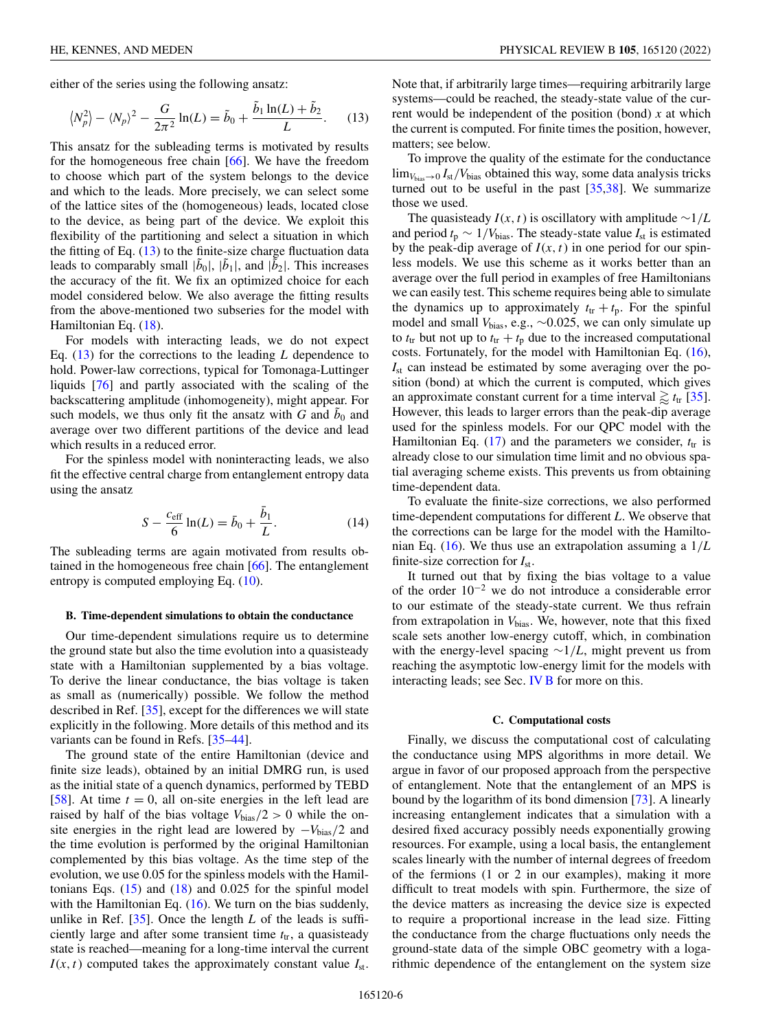either of the series using the following ansatz:

$$\langle N_p^2 \rangle - \langle N_p \rangle^2 - \frac{G}{2\pi^2}\ln(L) = \tilde{b}_0 + \frac{\tilde{b}_1 \ln(L) + \tilde{b}_2}{L}. \tag{13}$$

This ansatz for the subleading terms is motivated by results for the homogeneous free chain [66]. We have the freedom to choose which part of the system belongs to the device and which to the leads. More precisely, we can select some of the lattice sites of the (homogeneous) leads, located close to the device, as being part of the device. We exploit this flexibility of the partitioning and select a situation in which the fitting of Eq. (13) to the finite-size charge fluctuation data leads to comparably small $|\tilde{b}_0|$, $|\tilde{b}_1|$, and $|\tilde{b}_2|$. This increases the accuracy of the fit. We fix an optimized choice for each model considered below. We also average the fitting results from the above-mentioned two subseries for the model with Hamiltonian Eq. (18).

For models with interacting leads, we do not expect Eq. (13) for the corrections to the leading $L$ dependence to hold. Power-law corrections, typical for Tomonaga-Luttinger liquids [76] and partly associated with the scaling of the backscattering amplitude (inhomogeneity), might appear. For such models, we thus only fit the ansatz with $G$ and $\tilde{b}_0$ and average over two different partitions of the device and lead which results in a reduced error.

For the spinless model with noninteracting leads, we also fit the effective central charge from entanglement entropy data using the ansatz

$$S - \frac{c_{\text{eff}}}{6}\ln(L) = \bar{b}_0 + \frac{\bar{b}_1}{L}. \tag{14}$$

The subleading terms are again motivated from results obtained in the homogeneous free chain [66]. The entanglement entropy is computed employing Eq. (10).

### B. Time-dependent simulations to obtain the conductance

Our time-dependent simulations require us to determine the ground state but also the time evolution into a quasisteady state with a Hamiltonian supplemented by a bias voltage. To derive the linear conductance, the bias voltage is taken as small as (numerically) possible. We follow the method described in Ref. [35], except for the differences we will state explicitly in the following. More details of this method and its variants can be found in Refs. [35–44].

The ground state of the entire Hamiltonian (device and finite size leads), obtained by an initial DMRG run, is used as the initial state of a quench dynamics, performed by TEBD [58]. At time $t = 0$, all on-site energies in the left lead are raised by half of the bias voltage $V_{\text{bias}}/2 > 0$ while the on-site energies in the right lead are lowered by $-V_{\text{bias}}/2$ and the time evolution is performed by the original Hamiltonian complemented by this bias voltage. As the time step of the evolution, we use 0.05 for the spinless models with the Hamiltonians Eqs. (15) and (18) and 0.025 for the spinful model with the Hamiltonian Eq. (16). We turn on the bias suddenly, unlike in Ref. [35]. Once the length $L$ of the leads is sufficiently large and after some transient time $t_{\text{tr}}$, a quasisteady state is reached—meaning for a long-time interval the current $I(x,t)$ computed takes the approximately constant value $I_{\text{st}}$. Note that, if arbitrarily large times—requiring arbitrarily large systems—could be reached, the steady-state value of the current would be independent of the position (bond) $x$ at which the current is computed. For finite times the position, however, matters; see below.

To improve the quality of the estimate for the conductance $\lim_{V_{\text{bias}}\to 0} I_{\text{st}}/V_{\text{bias}}$ obtained this way, some data analysis tricks turned out to be useful in the past [35,38]. We summarize those we used.

The quasisteady $I(x,t)$ is oscillatory with amplitude $\sim 1/L$ and period $t_{\text{p}} \sim 1/V_{\text{bias}}$. The steady-state value $I_{\text{st}}$ is estimated by the peak-dip average of $I(x,t)$ in one period for our spinless models. We use this scheme as it works better than an average over the full period in examples of free Hamiltonians we can easily test. This scheme requires being able to simulate the dynamics up to approximately $t_{\text{tr}} + t_{\text{p}}$. For the spinful model and small $V_{\text{bias}}$, e.g., $\sim 0.025$, we can only simulate up to $t_{\text{tr}}$ but not up to $t_{\text{tr}} + t_{\text{p}}$ due to the increased computational costs. Fortunately, for the model with Hamiltonian Eq. (16), $I_{\text{st}}$ can instead be estimated by some averaging over the position (bond) at which the current is computed, which gives an approximate constant current for a time interval $\gtrsim t_{\text{tr}}$ [35]. However, this leads to larger errors than the peak-dip average used for the spinless models. For our QPC model with the Hamiltonian Eq. (17) and the parameters we consider, $t_{\text{tr}}$ is already close to our simulation time limit and no obvious spatial averaging scheme exists. This prevents us from obtaining time-dependent data.

To evaluate the finite-size corrections, we also performed time-dependent computations for different $L$. We observe that the corrections can be large for the model with the Hamiltonian Eq. (16). We thus use an extrapolation assuming a $1/L$ finite-size correction for $I_{\text{st}}$.

It turned out that by fixing the bias voltage to a value of the order $10^{-2}$ we do not introduce a considerable error to our estimate of the steady-state current. We thus refrain from extrapolation in $V_{\text{bias}}$. We, however, note that this fixed scale sets another low-energy cutoff, which, in combination with the energy-level spacing $\sim 1/L$, might prevent us from reaching the asymptotic low-energy limit for the models with interacting leads; see Sec. IV B for more on this.

### C. Computational costs

Finally, we discuss the computational cost of calculating the conductance using MPS algorithms in more detail. We argue in favor of our proposed approach from the perspective of entanglement. Note that the entanglement of an MPS is bound by the logarithm of its bond dimension [73]. A linearly increasing entanglement indicates that a simulation with a desired fixed accuracy possibly needs exponentially growing resources. For example, using a local basis, the entanglement scales linearly with the number of internal degrees of freedom of the fermions (1 or 2 in our examples), making it more difficult to treat models with spin. Furthermore, the size of the device matters as increasing the device size is expected to require a proportional increase in the lead size. Fitting the conductance from the charge fluctuations only needs the ground-state data of the simple OBC geometry with a logarithmic dependence of the entanglement on the system size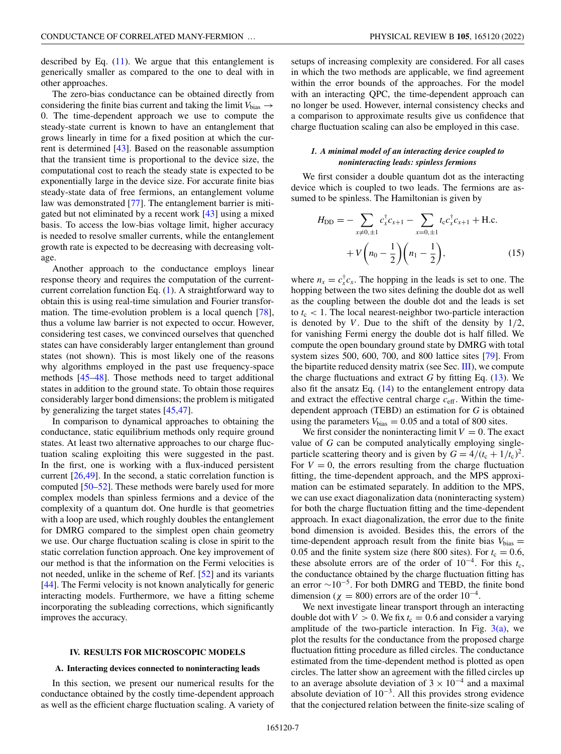described by Eq. (11). We argue that this entanglement is generically smaller as compared to the one to deal with in other approaches.

The zero-bias conductance can be obtained directly from considering the finite bias current and taking the limit $V_{\text{bias}} \to 0$. The time-dependent approach we use to compute the steady-state current is known to have an entanglement that grows linearly in time for a fixed position at which the current is determined [43]. Based on the reasonable assumption that the transient time is proportional to the device size, the computational cost to reach the steady state is expected to be exponentially large in the device size. For accurate finite bias steady-state data of free fermions, an entanglement volume law was demonstrated [77]. The entanglement barrier is mitigated but not eliminated by a recent work [43] using a mixed basis. To access the low-bias voltage limit, higher accuracy is needed to resolve smaller currents, while the entanglement growth rate is expected to be decreasing with decreasing voltage.

Another approach to the conductance employs linear response theory and requires the computation of the current-current correlation function Eq. (1). A straightforward way to obtain this is using real-time simulation and Fourier transformation. The time-evolution problem is a local quench [78], thus a volume law barrier is not expected to occur. However, considering test cases, we convinced ourselves that quenched states can have considerably larger entanglement than ground states (not shown). This is most likely one of the reasons why algorithms employed in the past use frequency-space methods [45–48]. Those methods need to target additional states in addition to the ground state. To obtain those requires considerably larger bond dimensions; the problem is mitigated by generalizing the target states [45,47].

In comparison to dynamical approaches to obtaining the conductance, static equilibrium methods only require ground states. At least two alternative approaches to our charge fluctuation scaling exploiting this were suggested in the past. In the first, one is working with a flux-induced persistent current [26,49]. In the second, a static correlation function is computed [50–52]. These methods were barely used for more complex models than spinless fermions and a device of the complexity of a quantum dot. One hurdle is that geometries with a loop are used, which roughly doubles the entanglement for DMRG compared to the simplest open chain geometry we use. Our charge fluctuation scaling is close in spirit to the static correlation function approach. One key improvement of our method is that the information on the Fermi velocities is not needed, unlike in the scheme of Ref. [52] and its variants [44]. The Fermi velocity is not known analytically for generic interacting models. Furthermore, we have a fitting scheme incorporating the subleading corrections, which significantly improves the accuracy.

## IV. RESULTS FOR MICROSCOPIC MODELS

### A. Interacting devices connected to noninteracting leads

In this section, we present our numerical results for the conductance obtained by the costly time-dependent approach as well as the efficient charge fluctuation scaling. A variety of setups of increasing complexity are considered. For all cases in which the two methods are applicable, we find agreement within the error bounds of the approaches. For the model with an interacting QPC, the time-dependent approach can no longer be used. However, internal consistency checks and a comparison to approximate results give us confidence that charge fluctuation scaling can also be employed in this case.

#### *1. A minimal model of an interacting device coupled to noninteracting leads: spinless fermions*

We first consider a double quantum dot as the interacting device which is coupled to two leads. The fermions are assumed to be spinless. The Hamiltonian is given by

$$
\begin{aligned}
H_{\text{DD}} = &- \sum_{x \neq 0, \pm 1} c_x^\dagger c_{x+1} - \sum_{x = 0, \pm 1} t_{\text{c}} c_x^\dagger c_{x+1} + \text{H.c.} \\
&+ V\left(n_0 - \frac{1}{2}\right)\left(n_1 - \frac{1}{2}\right),
\end{aligned} \tag{15}
$$

where $n_x = c_x^\dagger c_x$. The hopping in the leads is set to one. The hopping between the two sites defining the double dot as well as the coupling between the double dot and the leads is set to $t_{\text{c}} < 1$. The local nearest-neighbor two-particle interaction is denoted by $V$. Due to the shift of the density by $1/2$, for vanishing Fermi energy the double dot is half filled. We compute the open boundary ground state by DMRG with total system sizes 500, 600, 700, and 800 lattice sites [79]. From the bipartite reduced density matrix (see Sec. III), we compute the charge fluctuations and extract $G$ by fitting Eq. (13). We also fit the ansatz Eq. (14) to the entanglement entropy data and extract the effective central charge $c_{\text{eff}}$. Within the time-dependent approach (TEBD) an estimation for $G$ is obtained using the parameters $V_{\text{bias}} = 0.05$ and a total of 800 sites.

We first consider the noninteracting limit $V = 0$. The exact value of $G$ can be computed analytically employing single-particle scattering theory and is given by $G = 4/(t_{\text{c}} + 1/t_{\text{c}})^2$. For $V = 0$, the errors resulting from the charge fluctuation fitting, the time-dependent approach, and the MPS approximation can be estimated separately. In addition to the MPS, we can use exact diagonalization data (noninteracting system) for both the charge fluctuation fitting and the time-dependent approach. In exact diagonalization, the error due to the finite bond dimension is avoided. Besides this, the errors of the time-dependent approach result from the finite bias $V_{\text{bias}} = 0.05$ and the finite system size (here 800 sites). For $t_{\text{c}} = 0.6$, these absolute errors are of the order of $10^{-4}$. For this $t_{\text{c}}$, the conductance obtained by the charge fluctuation fitting has an error $\sim 10^{-5}$. For both DMRG and TEBD, the finite bond dimension ($\chi = 800$) errors are of the order $10^{-4}$.

We next investigate linear transport through an interacting double dot with $V > 0$. We fix $t_{\text{c}} = 0.6$ and consider a varying amplitude of the two-particle interaction. In Fig. 3(a), we plot the results for the conductance from the proposed charge fluctuation fitting procedure as filled circles. The conductance estimated from the time-dependent method is plotted as open circles. The latter show an agreement with the filled circles up to an average absolute deviation of $3 \times 10^{-4}$ and a maximal absolute deviation of $10^{-3}$. All this provides strong evidence that the conjectured relation between the finite-size scaling of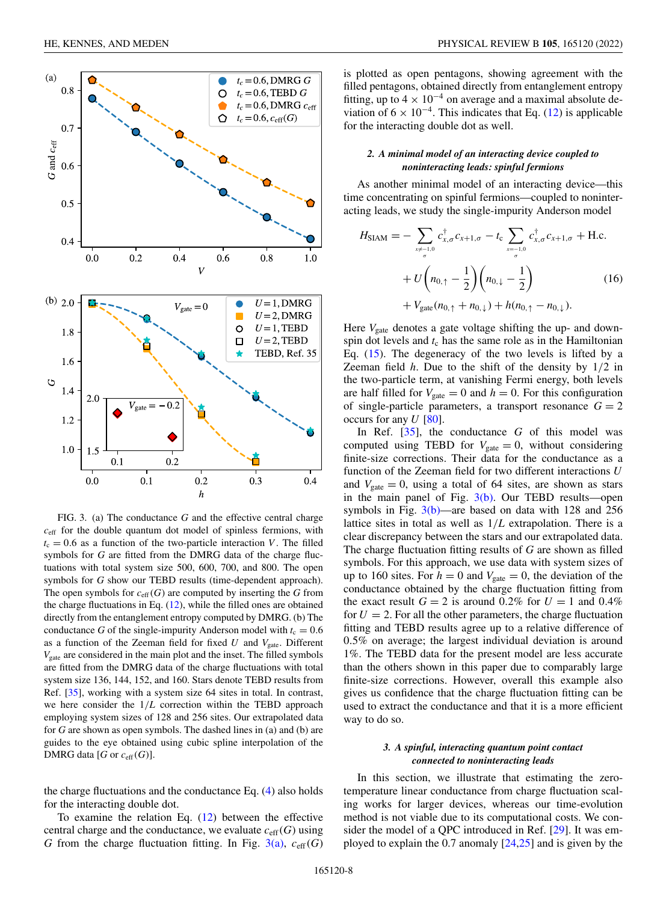FIG. 3. (a) The conductance $G$ and the effective central charge $c_{\mathrm{eff}}$ for the double quantum dot model of spinless fermions, with $t_c = 0.6$ as a function of the two-particle interaction $V$. The filled symbols for $G$ are fitted from the DMRG data of the charge fluctuations with total system size 500, 600, 700, and 800. The open symbols for $G$ show our TEBD results (time-dependent approach). The open symbols for $c_{\mathrm{eff}}(G)$ are computed by inserting the $G$ from the charge fluctuations in Eq. (12), while the filled ones are obtained directly from the entanglement entropy computed by DMRG. (b) The conductance $G$ of the single-impurity Anderson model with $t_c = 0.6$ as a function of the Zeeman field for fixed $U$ and $V_{\mathrm{gate}}$. Different $V_{\mathrm{gate}}$ are considered in the main plot and the inset. The filled symbols are fitted from the DMRG data of the charge fluctuations with total system size 136, 144, 152, and 160. Stars denote TEBD results from Ref. [35], working with a system size 64 sites in total. In contrast, we here consider the $1/L$ correction within the TEBD approach employing system sizes of 128 and 256 sites. Our extrapolated data for $G$ are shown as open symbols. The dashed lines in (a) and (b) are guides to the eye obtained using cubic spline interpolation of the DMRG data [$G$ or $c_{\mathrm{eff}}(G)$].

the charge fluctuations and the conductance Eq. (4) also holds for the interacting double dot.

To examine the relation Eq. (12) between the effective central charge and the conductance, we evaluate $c_{\mathrm{eff}}(G)$ using $G$ from the charge fluctuation fitting. In Fig. 3(a), $c_{\mathrm{eff}}(G)$ is plotted as open pentagons, showing agreement with the filled pentagons, obtained directly from entanglement entropy fitting, up to $4 \times 10^{-4}$ on average and a maximal absolute deviation of $6 \times 10^{-4}$. This indicates that Eq. (12) is applicable for the interacting double dot as well.

#### 2. A minimal model of an interacting device coupled to noninteracting leads: spinful fermions

As another minimal model of an interacting device—this time concentrating on spinful fermions—coupled to noninteracting leads, we study the single-impurity Anderson model

$$
\begin{aligned}
H_{\mathrm{SIAM}} = &- \sum_{\substack{x \neq -1,0 \\ \sigma}} c_{x,\sigma}^{\dagger} c_{x+1,\sigma} - t_c \sum_{\substack{x=-1,0 \\ \sigma}} c_{x,\sigma}^{\dagger} c_{x+1,\sigma} + \mathrm{H.c.} \\
&+ U \left( n_{0,\uparrow} - \frac{1}{2} \right) \left( n_{0,\downarrow} - \frac{1}{2} \right) \\
&+ V_{\mathrm{gate}} (n_{0,\uparrow} + n_{0,\downarrow}) + h (n_{0,\uparrow} - n_{0,\downarrow}).
\end{aligned} \tag{16}
$$

Here $V_{\mathrm{gate}}$ denotes a gate voltage shifting the up- and down-spin dot levels and $t_c$ has the same role as in the Hamiltonian Eq. (15). The degeneracy of the two levels is lifted by a Zeeman field $h$. Due to the shift of the density by 1/2 in the two-particle term, at vanishing Fermi energy, both levels are half filled for $V_{\mathrm{gate}} = 0$ and $h = 0$. For this configuration of single-particle parameters, a transport resonance $G = 2$ occurs for any $U$ [80].

In Ref. [35], the conductance $G$ of this model was computed using TEBD for $V_{\mathrm{gate}} = 0$, without considering finite-size corrections. Their data for the conductance as a function of the Zeeman field for two different interactions $U$ and $V_{\mathrm{gate}} = 0$, using a total of 64 sites, are shown as stars in the main panel of Fig. 3(b). Our TEBD results—open symbols in Fig. 3(b)—are based on data with 128 and 256 lattice sites in total as well as $1/L$ extrapolation. There is a clear discrepancy between the stars and our extrapolated data. The charge fluctuation fitting results of $G$ are shown as filled symbols. For this approach, we use data with system sizes of up to 160 sites. For $h = 0$ and $V_{\mathrm{gate}} = 0$, the deviation of the conductance obtained by the charge fluctuation fitting from the exact result $G = 2$ is around 0.2% for $U = 1$ and 0.4% for $U = 2$. For all the other parameters, the charge fluctuation fitting and TEBD results agree up to a relative difference of 0.5% on average; the largest individual deviation is around 1%. The TEBD data for the present model are less accurate than the others shown in this paper due to comparably large finite-size corrections. However, overall this example also gives us confidence that the charge fluctuation fitting can be used to extract the conductance and that it is a more efficient way to do so.

#### 3. A spinful, interacting quantum point contact connected to noninteracting leads

In this section, we illustrate that estimating the zero-temperature linear conductance from charge fluctuation scaling works for larger devices, whereas our time-evolution method is not viable due to its computational costs. We consider the model of a QPC introduced in Ref. [29]. It was employed to explain the 0.7 anomaly [24,25] and is given by the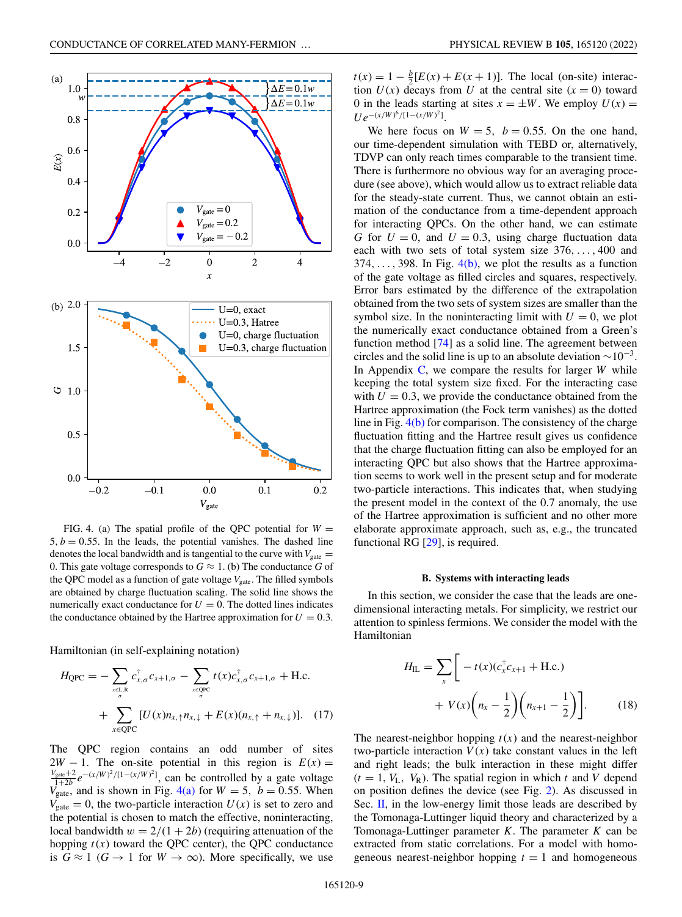FIG. 4. (a) The spatial profile of the QPC potential for $W = 5, b = 0.55$. In the leads, the potential vanishes. The dashed line denotes the local bandwidth and is tangential to the curve with $V_{\text{gate}} = 0$. This gate voltage corresponds to $G \approx 1$. (b) The conductance $G$ of the QPC model as a function of gate voltage $V_{\text{gate}}$. The filled symbols are obtained by charge fluctuation scaling. The solid line shows the numerically exact conductance for $U = 0$. The dotted lines indicates the conductance obtained by the Hartree approximation for $U = 0.3$.

Hamiltonian (in self-explaining notation)

$$H_{\text{QPC}} = -\sum_{\substack{x \in \text{L,R} \\ \sigma}} c^\dagger_{x,\sigma} c_{x+1,\sigma} - \sum_{\substack{x \in \text{QPC} \\ \sigma}} t(x) c^\dagger_{x,\sigma} c_{x+1,\sigma} + \text{H.c.} + \sum_{x \in \text{QPC}} [U(x) n_{x,\uparrow} n_{x,\downarrow} + E(x)(n_{x,\uparrow} + n_{x,\downarrow})]. \quad (17)$$

The QPC region contains an odd number of sites $2W - 1$. The on-site potential in this region is $E(x) = \frac{V_{\text{gate}}+2}{1+2b} e^{-(x/W)^2/[1-(x/W)^2]}$, can be controlled by a gate voltage $V_{\text{gate}}$, and is shown in Fig. 4(a) for $W = 5$, $b = 0.55$. When $V_{\text{gate}} = 0$, the two-particle interaction $U(x)$ is set to zero and the potential is chosen to match the effective, noninteracting, local bandwidth $w = 2/(1 + 2b)$ (requiring attenuation of the hopping $t(x)$ toward the QPC center), the QPC conductance is $G \approx 1$ ($G \to 1$ for $W \to \infty$). More specifically, we use $t(x) = 1 - \frac{b}{2}[E(x) + E(x + 1)]$. The local (on-site) interaction $U(x)$ decays from $U$ at the central site ($x = 0$) toward 0 in the leads starting at sites $x = \pm W$. We employ $U(x) = Ue^{-(x/W)^6/[1-(x/W)^2]}$.

We here focus on $W = 5$, $b = 0.55$. On the one hand, our time-dependent simulation with TEBD or, alternatively, TDVP can only reach times comparable to the transient time. There is furthermore no obvious way for an averaging procedure (see above), which would allow us to extract reliable data for the steady-state current. Thus, we cannot obtain an estimation of the conductance from a time-dependent approach for interacting QPCs. On the other hand, we can estimate $G$ for $U = 0$, and $U = 0.3$, using charge fluctuation data each with two sets of total system size $376, \ldots, 400$ and $374, \ldots, 398$. In Fig. 4(b), we plot the results as a function of the gate voltage as filled circles and squares, respectively. Error bars estimated by the difference of the extrapolation obtained from the two sets of system sizes are smaller than the symbol size. In the noninteracting limit with $U = 0$, we plot the numerically exact conductance obtained from a Green's function method [74] as a solid line. The agreement between circles and the solid line is up to an absolute deviation $\sim 10^{-3}$. In Appendix C, we compare the results for larger $W$ while keeping the total system size fixed. For the interacting case with $U = 0.3$, we provide the conductance obtained from the Hartree approximation (the Fock term vanishes) as the dotted line in Fig. 4(b) for comparison. The consistency of the charge fluctuation fitting and the Hartree result gives us confidence that the charge fluctuation fitting can also be employed for an interacting QPC but also shows that the Hartree approximation seems to work well in the present setup and for moderate two-particle interactions. This indicates that, when studying the present model in the context of the 0.7 anomaly, the use of the Hartree approximation is sufficient and no other more elaborate approximate approach, such as, e.g., the truncated functional RG [29], is required.

### B. Systems with interacting leads

In this section, we consider the case that the leads are one-dimensional interacting metals. For simplicity, we restrict our attention to spinless fermions. We consider the model with the Hamiltonian

$$H_{\text{IL}} = \sum_x \left[ -t(x)(c^\dagger_x c_{x+1} + \text{H.c.}) + V(x)\left(n_x - \frac{1}{2}\right)\left(n_{x+1} - \frac{1}{2}\right) \right]. \quad (18)$$

The nearest-neighbor hopping $t(x)$ and the nearest-neighbor two-particle interaction $V(x)$ take constant values in the left and right leads; the bulk interaction in these might differ ($t = 1$, $V_{\text{L}}$, $V_{\text{R}}$). The spatial region in which $t$ and $V$ depend on position defines the device (see Fig. 2). As discussed in Sec. II, in the low-energy limit those leads are described by the Tomonaga-Luttinger liquid theory and characterized by a Tomonaga-Luttinger parameter $K$. The parameter $K$ can be extracted from static correlations. For a model with homogeneous nearest-neighbor hopping $t = 1$ and homogeneous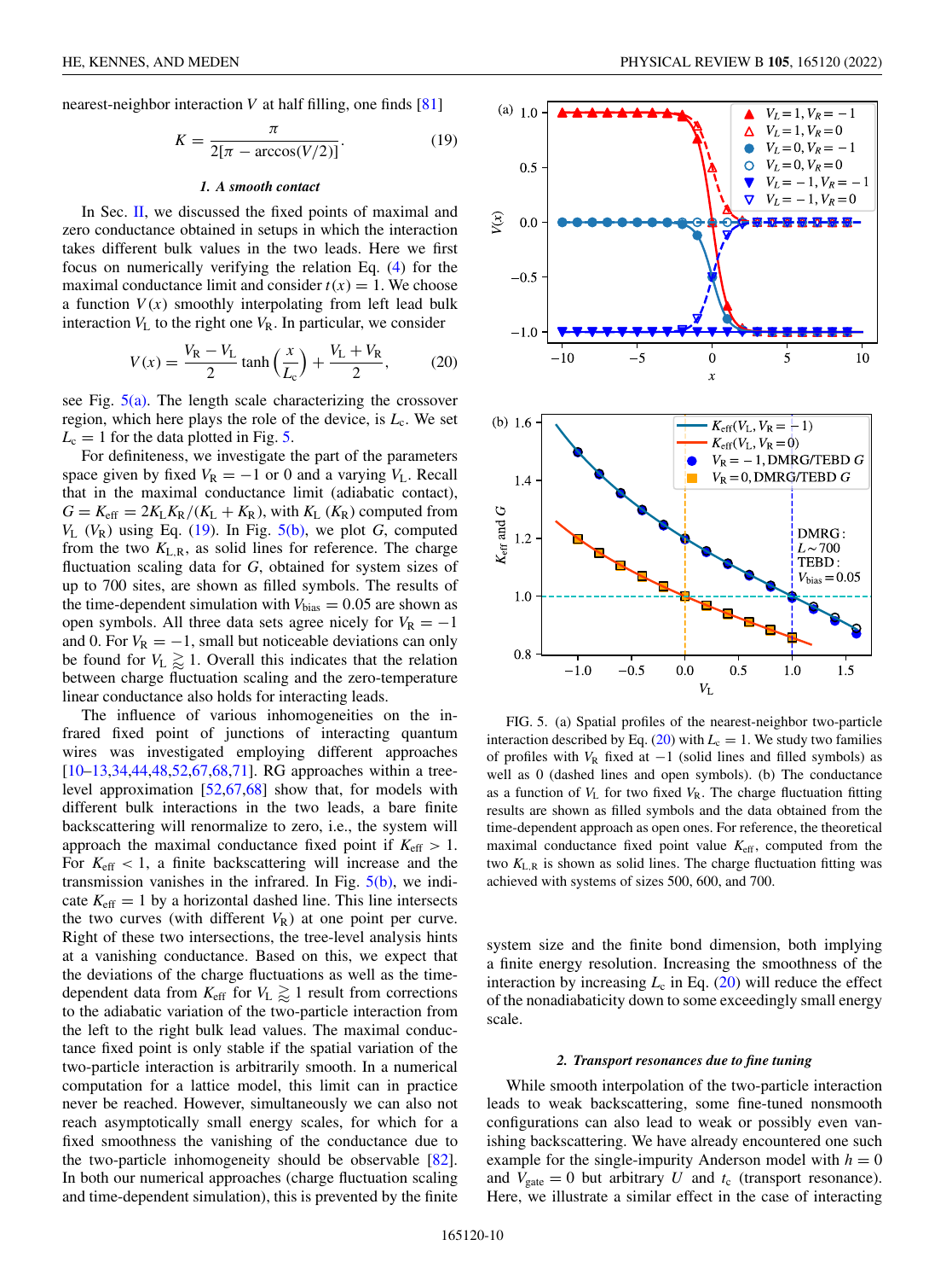nearest-neighbor interaction $V$ at half filling, one finds [81]

$$K = \frac{\pi}{2[\pi - \arccos(V/2)]}. \tag{19}$$

### 1. A smooth contact

In Sec. II, we discussed the fixed points of maximal and zero conductance obtained in setups in which the interaction takes different bulk values in the two leads. Here we first focus on numerically verifying the relation Eq. (4) for the maximal conductance limit and consider $t(x) = 1$. We choose a function $V(x)$ smoothly interpolating from left lead bulk interaction $V_L$ to the right one $V_R$. In particular, we consider

$$V(x) = \frac{V_R - V_L}{2} \tanh\left(\frac{x}{L_c}\right) + \frac{V_L + V_R}{2}, \tag{20}$$

see Fig. 5(a). The length scale characterizing the crossover region, which here plays the role of the device, is $L_c$. We set $L_c = 1$ for the data plotted in Fig. 5.

For definiteness, we investigate the part of the parameters space given by fixed $V_R = -1$ or 0 and a varying $V_L$. Recall that in the maximal conductance limit (adiabatic contact), $G = K_{\text{eff}} = 2K_L K_R/(K_L + K_R)$, with $K_L$ ($K_R$) computed from $V_L$ ($V_R$) using Eq. (19). In Fig. 5(b), we plot $G$, computed from the two $K_{L,R}$, as solid lines for reference. The charge fluctuation scaling data for $G$, obtained for system sizes of up to 700 sites, are shown as filled symbols. The results of the time-dependent simulation with $V_{\text{bias}} = 0.05$ are shown as open symbols. All three data sets agree nicely for $V_R = -1$ and 0. For $V_R = -1$, small but noticeable deviations can only be found for $V_L \gtrsim 1$. Overall this indicates that the relation between charge fluctuation scaling and the zero-temperature linear conductance also holds for interacting leads.

The influence of various inhomogeneities on the infrared fixed point of junctions of interacting quantum wires was investigated employing different approaches [10–13,34,44,48,52,67,68,71]. RG approaches within a tree-level approximation [52,67,68] show that, for models with different bulk interactions in the two leads, a bare finite backscattering will renormalize to zero, i.e., the system will approach the maximal conductance fixed point if $K_{\text{eff}} > 1$. For $K_{\text{eff}} < 1$, a finite backscattering will increase and the transmission vanishes in the infrared. In Fig. 5(b), we indicate $K_{\text{eff}} = 1$ by a horizontal dashed line. This line intersects the two curves (with different $V_R$) at one point per curve. Right of these two intersections, the tree-level analysis hints at a vanishing conductance. Based on this, we expect that the deviations of the charge fluctuations as well as the time-dependent data from $K_{\text{eff}}$ for $V_L \gtrsim 1$ result from corrections to the adiabatic variation of the two-particle interaction from the left to the right bulk lead values. The maximal conductance fixed point is only stable if the spatial variation of the two-particle interaction is arbitrarily smooth. In a numerical computation for a lattice model, this limit can in practice never be reached. However, simultaneously we can also not reach asymptotically small energy scales, for which for a fixed smoothness the vanishing of the conductance due to the two-particle inhomogeneity should be observable [82]. In both our numerical approaches (charge fluctuation scaling and time-dependent simulation), this is prevented by the finite

FIG. 5. (a) Spatial profiles of the nearest-neighbor two-particle interaction described by Eq. (20) with $L_c = 1$. We study two families of profiles with $V_R$ fixed at $-1$ (solid lines and filled symbols) as well as 0 (dashed lines and open symbols). (b) The conductance as a function of $V_L$ for two fixed $V_R$. The charge fluctuation fitting results are shown as filled symbols and the data obtained from the time-dependent approach as open ones. For reference, the theoretical maximal conductance fixed point value $K_{\text{eff}}$, computed from the two $K_{L,R}$ is shown as solid lines. The charge fluctuation fitting was achieved with systems of sizes 500, 600, and 700.

system size and the finite bond dimension, both implying a finite energy resolution. Increasing the smoothness of the interaction by increasing $L_c$ in Eq. (20) will reduce the effect of the nonadiabaticity down to some exceedingly small energy scale.

### 2. Transport resonances due to fine tuning

While smooth interpolation of the two-particle interaction leads to weak backscattering, some fine-tuned nonsmooth configurations can also lead to weak or possibly even vanishing backscattering. We have already encountered one such example for the single-impurity Anderson model with $h = 0$ and $V_{\text{gate}} = 0$ but arbitrary $U$ and $t_c$ (transport resonance). Here, we illustrate a similar effect in the case of interacting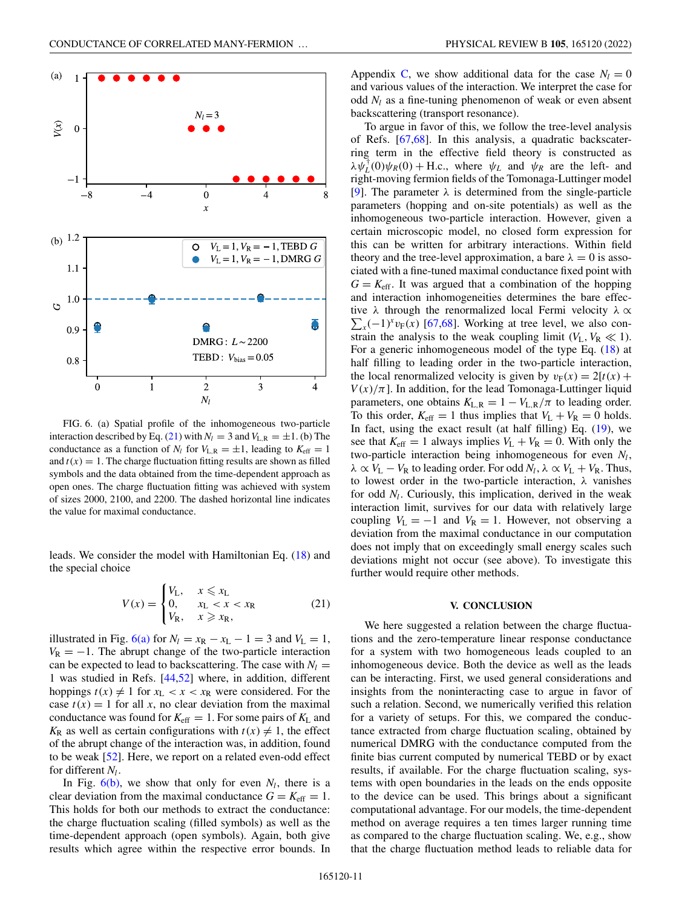FIG. 6. (a) Spatial profile of the inhomogeneous two-particle interaction described by Eq. (21) with $N_l = 3$ and $V_{L,R} = \pm 1$. (b) The conductance as a function of $N_l$ for $V_{L,R} = \pm 1$, leading to $K_{\text{eff}} = 1$ and $t(x) = 1$. The charge fluctuation fitting results are shown as filled symbols and the data obtained from the time-dependent approach as open ones. The charge fluctuation fitting was achieved with system of sizes 2000, 2100, and 2200. The dashed horizontal line indicates the value for maximal conductance.

leads. We consider the model with Hamiltonian Eq. (18) and the special choice

$$V(x) = \begin{cases} V_L, & x \leqslant x_L \\ 0, & x_L < x < x_R \\ V_R, & x \geqslant x_R, \end{cases} \tag{21}$$

illustrated in Fig. 6(a) for $N_l = x_R - x_L - 1 = 3$ and $V_L = 1$, $V_R = -1$. The abrupt change of the two-particle interaction can be expected to lead to backscattering. The case with $N_l = 1$ was studied in Refs. [44,52] where, in addition, different hoppings $t(x) \neq 1$ for $x_L < x < x_R$ were considered. For the case $t(x) = 1$ for all $x$, no clear deviation from the maximal conductance was found for $K_{\text{eff}} = 1$. For some pairs of $K_L$ and $K_R$ as well as certain configurations with $t(x) \neq 1$, the effect of the abrupt change of the interaction was, in addition, found to be weak [52]. Here, we report on a related even-odd effect for different $N_l$.

In Fig. 6(b), we show that only for even $N_l$, there is a clear deviation from the maximal conductance $G = K_{\text{eff}} = 1$. This holds for both our methods to extract the conductance: the charge fluctuation scaling (filled symbols) as well as the time-dependent approach (open symbols). Again, both give results which agree within the respective error bounds. In Appendix C, we show additional data for the case $N_l = 0$ and various values of the interaction. We interpret the case for odd $N_l$ as a fine-tuning phenomenon of weak or even absent backscattering (transport resonance).

To argue in favor of this, we follow the tree-level analysis of Refs. [67,68]. In this analysis, a quadratic backscattering term in the effective field theory is constructed as $\lambda \psi_L^\dagger(0)\psi_R(0) + \text{H.c.}$, where $\psi_L$ and $\psi_R$ are the left- and right-moving fermion fields of the Tomonaga-Luttinger model [9]. The parameter $\lambda$ is determined from the single-particle parameters (hopping and on-site potentials) as well as the inhomogeneous two-particle interaction. However, given a certain microscopic model, no closed form expression for this can be written for arbitrary interactions. Within field theory and the tree-level approximation, a bare $\lambda = 0$ is associated with a fine-tuned maximal conductance fixed point with $G = K_{\text{eff}}$. It was argued that a combination of the hopping and interaction inhomogeneities determines the bare effective $\lambda$ through the renormalized local Fermi velocity $\lambda \propto \sum_x (-1)^x v_F(x)$ [67,68]. Working at tree level, we also constrain the analysis to the weak coupling limit ($V_L, V_R \ll 1$). For a generic inhomogeneous model of the type Eq. (18) at half filling to leading order in the two-particle interaction, the local renormalized velocity is given by $v_F(x) = 2[t(x) + V(x)/\pi]$. In addition, for the lead Tomonaga-Luttinger liquid parameters, one obtains $K_{L,R} = 1 - V_{L,R}/\pi$ to leading order. To this order, $K_{\text{eff}} = 1$ thus implies that $V_L + V_R = 0$ holds. In fact, using the exact result (at half filling) Eq. (19), we see that $K_{\text{eff}} = 1$ always implies $V_L + V_R = 0$. With only the two-particle interaction being inhomogeneous for even $N_l$, $\lambda \propto V_L - V_R$ to leading order. For odd $N_l$, $\lambda \propto V_L + V_R$. Thus, to lowest order in the two-particle interaction, $\lambda$ vanishes for odd $N_l$. Curiously, this implication, derived in the weak interaction limit, survives for our data with relatively large coupling $V_L = -1$ and $V_R = 1$. However, not observing a deviation from the maximal conductance in our computation does not imply that on exceedingly small energy scales such deviations might not occur (see above). To investigate this further would require other methods.

## V. CONCLUSION

We here suggested a relation between the charge fluctuations and the zero-temperature linear response conductance for a system with two homogeneous leads coupled to an inhomogeneous device. Both the device as well as the leads can be interacting. First, we used general considerations and insights from the noninteracting case to argue in favor of such a relation. Second, we numerically verified this relation for a variety of setups. For this, we compared the conductance extracted from charge fluctuation scaling, obtained by numerical DMRG with the conductance computed from the finite bias current computed by numerical TEBD or by exact results, if available. For the charge fluctuation scaling, systems with open boundaries in the leads on the ends opposite to the device can be used. This brings about a significant computational advantage. For our models, the time-dependent method on average requires a ten times larger running time as compared to the charge fluctuation scaling. We, e.g., show that the charge fluctuation method leads to reliable data for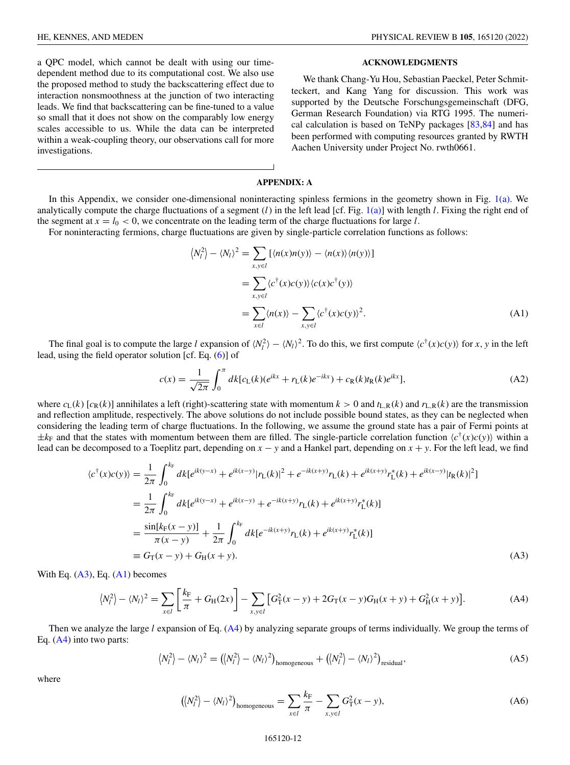a QPC model, which cannot be dealt with using our time-dependent method due to its computational cost. We also use the proposed method to study the backscattering effect due to interaction nonsmoothness at the junction of two interacting leads. We find that backscattering can be fine-tuned to a value so small that it does not show on the comparably low energy scales accessible to us. While the data can be interpreted within a weak-coupling theory, our observations call for more investigations.

## ACKNOWLEDGMENTS

We thank Chang-Yu Hou, Sebastian Paeckel, Peter Schmitteckert, and Kang Yang for discussion. This work was supported by the Deutsche Forschungsgemeinschaft (DFG, German Research Foundation) via RTG 1995. The numerical calculation is based on TeNPy packages [83,84] and has been performed with computing resources granted by RWTH Aachen University under Project No. rwth0661.

## APPENDIX: A

In this Appendix, we consider one-dimensional noninteracting spinless fermions in the geometry shown in Fig. 1(a). We analytically compute the charge fluctuations of a segment ($l$) in the left lead [cf. Fig. 1(a)] with length $l$. Fixing the right end of the segment at $x = l_0 < 0$, we concentrate on the leading term of the charge fluctuations for large $l$.

For noninteracting fermions, charge fluctuations are given by single-particle correlation functions as follows:

$$
\begin{aligned}
\langle N_l^2 \rangle - \langle N_l \rangle^2 &= \sum_{x,y\in l} [\langle n(x)n(y)\rangle - \langle n(x)\rangle\langle n(y)\rangle] \\
&= \sum_{x,y\in l} \langle c^\dagger(x)c(y)\rangle\langle c(x)c^\dagger(y)\rangle \\
&= \sum_{x\in l} \langle n(x)\rangle - \sum_{x,y\in l} \langle c^\dagger(x)c(y)\rangle^2.
\end{aligned} \tag{A1}
$$

The final goal is to compute the large $l$ expansion of $\langle N_l^2\rangle - \langle N_l\rangle^2$. To do this, we first compute $\langle c^\dagger(x)c(y)\rangle$ for $x$, $y$ in the left lead, using the field operator solution [cf. Eq. (6)] of

$$
c(x) = \frac{1}{\sqrt{2\pi}} \int_0^\pi dk [c_{\mathrm{L}}(k)(e^{ikx} + r_{\mathrm{L}}(k)e^{-ikx}) + c_{\mathrm{R}}(k)t_{\mathrm{R}}(k)e^{ikx}], \tag{A2}
$$

where $c_{\mathrm{L}}(k)$ [$c_{\mathrm{R}}(k)$] annihilates a left (right)-scattering state with momentum $k > 0$ and $t_{\mathrm{L,R}}(k)$ and $r_{\mathrm{L,R}}(k)$ are the transmission and reflection amplitude, respectively. The above solutions do not include possible bound states, as they can be neglected when considering the leading term of charge fluctuations. In the following, we assume the ground state has a pair of Fermi points at $\pm k_{\mathrm{F}}$ and that the states with momentum between them are filled. The single-particle correlation function $\langle c^\dagger(x)c(y)\rangle$ within a lead can be decomposed to a Toeplitz part, depending on $x - y$ and a Hankel part, depending on $x + y$. For the left lead, we find

$$
\begin{aligned}
\langle c^\dagger(x)c(y)\rangle &= \frac{1}{2\pi}\int_0^{k_{\mathrm{F}}} dk[e^{ik(y-x)} + e^{ik(x-y)}|r_{\mathrm{L}}(k)|^2 + e^{-ik(x+y)}r_{\mathrm{L}}(k) + e^{ik(x+y)}r_{\mathrm{L}}^*(k) + e^{ik(x-y)}|t_{\mathrm{R}}(k)|^2] \\
&= \frac{1}{2\pi}\int_0^{k_{\mathrm{F}}} dk[e^{ik(y-x)} + e^{ik(x-y)} + e^{-ik(x+y)}r_{\mathrm{L}}(k) + e^{ik(x+y)}r_{\mathrm{L}}^*(k)] \\
&= \frac{\sin[k_{\mathrm{F}}(x-y)]}{\pi(x-y)} + \frac{1}{2\pi}\int_0^{k_{\mathrm{F}}} dk[e^{-ik(x+y)}r_{\mathrm{L}}(k) + e^{ik(x+y)}r_{\mathrm{L}}^*(k)] \\
&\equiv G_{\mathrm{T}}(x-y) + G_{\mathrm{H}}(x+y).
\end{aligned} \tag{A3}
$$

With Eq. (A3), Eq. (A1) becomes

$$
\langle N_l^2\rangle - \langle N_l\rangle^2 = \sum_{x\in l}\left[\frac{k_{\mathrm{F}}}{\pi} + G_{\mathrm{H}}(2x)\right] - \sum_{x,y\in l}\left[G_{\mathrm{T}}^2(x-y) + 2G_{\mathrm{T}}(x-y)G_{\mathrm{H}}(x+y) + G_{\mathrm{H}}^2(x+y)\right]. \tag{A4}
$$

Then we analyze the large $l$ expansion of Eq. (A4) by analyzing separate groups of terms individually. We group the terms of Eq. (A4) into two parts:

$$
\langle N_l^2\rangle - \langle N_l\rangle^2 = \left(\langle N_l^2\rangle - \langle N_l\rangle^2\right)_{\text{homogeneous}} + \left(\langle N_l^2\rangle - \langle N_l\rangle^2\right)_{\text{residual}}, \tag{A5}
$$

where

$$
\left(\langle N_l^2\rangle - \langle N_l\rangle^2\right)_{\text{homogeneous}} = \sum_{x\in l}\frac{k_{\mathrm{F}}}{\pi} - \sum_{x,y\in l} G_{\mathrm{T}}^2(x-y), \tag{A6}
$$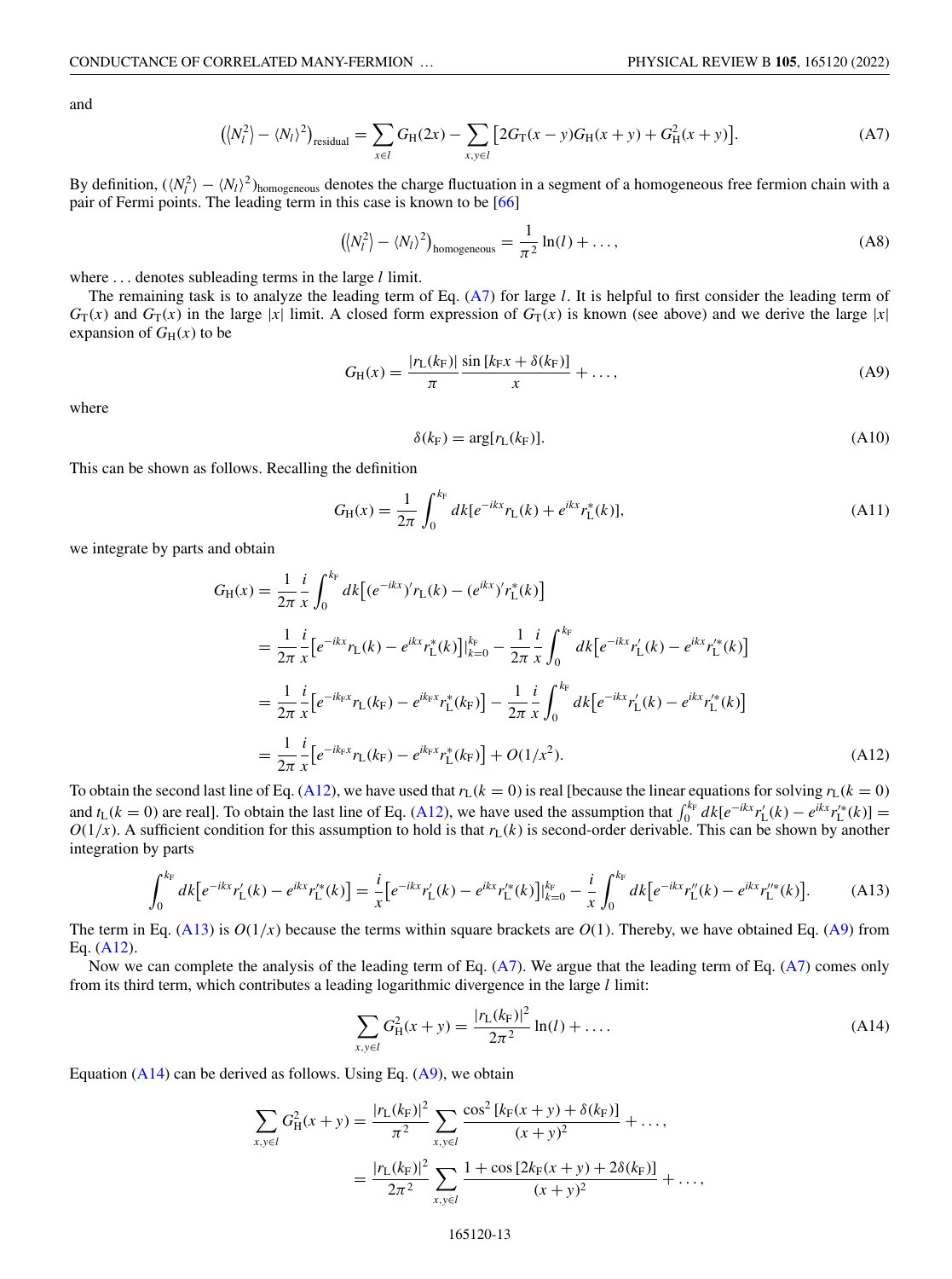and

$$\left(\langle N_l^2\rangle - \langle N_l\rangle^2\right)_{\text{residual}} = \sum_{x\in l} G_{\text{H}}(2x) - \sum_{x,y\in l}\left[2G_{\text{T}}(x-y)G_{\text{H}}(x+y) + G_{\text{H}}^2(x+y)\right]. \tag{A7}$$

By definition, $(\langle N_l^2\rangle - \langle N_l\rangle^2)_{\text{homogeneous}}$ denotes the charge fluctuation in a segment of a homogeneous free fermion chain with a pair of Fermi points. The leading term in this case is known to be [66]

$$\left(\langle N_l^2\rangle - \langle N_l\rangle^2\right)_{\text{homogeneous}} = \frac{1}{\pi^2}\ln(l) + \dots, \tag{A8}$$

where ... denotes subleading terms in the large $l$ limit.

The remaining task is to analyze the leading term of Eq. (A7) for large $l$. It is helpful to first consider the leading term of $G_{\text{T}}(x)$ and $G_{\text{T}}(x)$ in the large $|x|$ limit. A closed form expression of $G_{\text{T}}(x)$ is known (see above) and we derive the large $|x|$ expansion of $G_{\text{H}}(x)$ to be

$$G_{\text{H}}(x) = \frac{|r_{\text{L}}(k_{\text{F}})|}{\pi}\frac{\sin\left[k_{\text{F}}x + \delta(k_{\text{F}})\right]}{x} + \dots, \tag{A9}$$

where

$$\delta(k_{\text{F}}) = \arg[r_{\text{L}}(k_{\text{F}})]. \tag{A10}$$

This can be shown as follows. Recalling the definition

$$G_{\text{H}}(x) = \frac{1}{2\pi}\int_0^{k_{\text{F}}} dk[e^{-ikx}r_{\text{L}}(k) + e^{ikx}r_{\text{L}}^*(k)], \tag{A11}$$

we integrate by parts and obtain

$$\begin{aligned}
G_{\text{H}}(x) &= \frac{1}{2\pi}\frac{i}{x}\int_0^{k_{\text{F}}} dk\left[(e^{-ikx})'r_{\text{L}}(k) - (e^{ikx})'r_{\text{L}}^*(k)\right] \\
&= \frac{1}{2\pi}\frac{i}{x}\left[e^{-ikx}r_{\text{L}}(k) - e^{ikx}r_{\text{L}}^*(k)\right]\Big|_{k=0}^{k_{\text{F}}} - \frac{1}{2\pi}\frac{i}{x}\int_0^{k_{\text{F}}} dk\left[e^{-ikx}r_{\text{L}}'(k) - e^{ikx}r_{\text{L}}'^*(k)\right] \\
&= \frac{1}{2\pi}\frac{i}{x}\left[e^{-ik_{\text{F}}x}r_{\text{L}}(k_{\text{F}}) - e^{ik_{\text{F}}x}r_{\text{L}}^*(k_{\text{F}})\right] - \frac{1}{2\pi}\frac{i}{x}\int_0^{k_{\text{F}}} dk\left[e^{-ikx}r_{\text{L}}'(k) - e^{ikx}r_{\text{L}}'^*(k)\right] \\
&= \frac{1}{2\pi}\frac{i}{x}\left[e^{-ik_{\text{F}}x}r_{\text{L}}(k_{\text{F}}) - e^{ik_{\text{F}}x}r_{\text{L}}^*(k_{\text{F}})\right] + O(1/x^2).
\end{aligned} \tag{A12}$$

To obtain the second last line of Eq. (A12), we have used that $r_{\text{L}}(k=0)$ is real [because the linear equations for solving $r_{\text{L}}(k=0)$ and $t_{\text{L}}(k=0)$ are real]. To obtain the last line of Eq. (A12), we have used the assumption that $\int_0^{k_{\text{F}}} dk[e^{-ikx}r_{\text{L}}'(k) - e^{ikx}r_{\text{L}}'^*(k)] = O(1/x)$. A sufficient condition for this assumption to hold is that $r_{\text{L}}(k)$ is second-order derivable. This can be shown by another integration by parts

$$\int_0^{k_{\text{F}}} dk\left[e^{-ikx}r_{\text{L}}'(k) - e^{ikx}r_{\text{L}}'^*(k)\right] = \frac{i}{x}\left[e^{-ikx}r_{\text{L}}'(k) - e^{ikx}r_{\text{L}}'^*(k)\right]\Big|_{k=0}^{k_{\text{F}}} - \frac{i}{x}\int_0^{k_{\text{F}}} dk\left[e^{-ikx}r_{\text{L}}''(k) - e^{ikx}r_{\text{L}}''^*(k)\right]. \tag{A13}$$

The term in Eq. (A13) is $O(1/x)$ because the terms within square brackets are $O(1)$. Thereby, we have obtained Eq. (A9) from Eq. (A12).

Now we can complete the analysis of the leading term of Eq. (A7). We argue that the leading term of Eq. (A7) comes only from its third term, which contributes a leading logarithmic divergence in the large $l$ limit:

$$\sum_{x,y\in l} G_{\text{H}}^2(x+y) = \frac{|r_{\text{L}}(k_{\text{F}})|^2}{2\pi^2}\ln(l) + \dots. \tag{A14}$$

Equation (A14) can be derived as follows. Using Eq. (A9), we obtain

$$\begin{aligned}
\sum_{x,y\in l} G_{\text{H}}^2(x+y) &= \frac{|r_{\text{L}}(k_{\text{F}})|^2}{\pi^2}\sum_{x,y\in l}\frac{\cos^2\left[k_{\text{F}}(x+y) + \delta(k_{\text{F}})\right]}{(x+y)^2} + \dots, \\
&= \frac{|r_{\text{L}}(k_{\text{F}})|^2}{2\pi^2}\sum_{x,y\in l}\frac{1 + \cos\left[2k_{\text{F}}(x+y) + 2\delta(k_{\text{F}})\right]}{(x+y)^2} + \dots,
\end{aligned}$$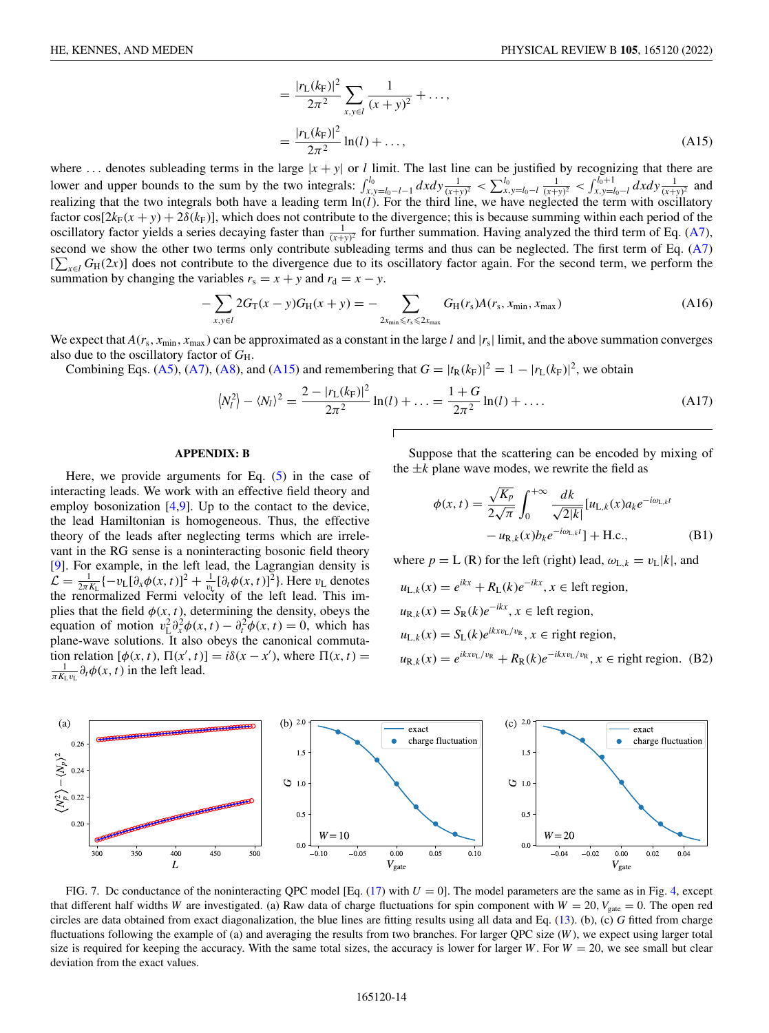$$= \frac{|r_{\rm L}(k_{\rm F})|^2}{2\pi^2} \sum_{x,y\in l} \frac{1}{(x+y)^2} + \dots,$$

$$= \frac{|r_{\rm L}(k_{\rm F})|^2}{2\pi^2} \ln(l) + \dots, \tag{A15}$$

where ... denotes subleading terms in the large $|x+y|$ or $l$ limit. The last line can be justified by recognizing that there are lower and upper bounds to the sum by the two integrals: $\int_{x,y=l_0-l-1}^{l_0} dxdy \frac{1}{(x+y)^2} < \sum_{x,y=l_0-l}^{l_0} \frac{1}{(x+y)^2} < \int_{x,y=l_0-l}^{l_0+1} dxdy \frac{1}{(x+y)^2}$ and realizing that the two integrals both have a leading term $\ln(l)$. For the third line, we have neglected the term with oscillatory factor $\cos[2k_{\rm F}(x+y)+2\delta(k_{\rm F})]$, which does not contribute to the divergence; this is because summing within each period of the oscillatory factor yields a series decaying faster than $\frac{1}{(x+y)^2}$ for further summation. Having analyzed the third term of Eq. (A7), second we show the other two terms only contribute subleading terms and thus can be neglected. The first term of Eq. (A7) $[\sum_{x\in l} G_{\rm H}(2x)]$ does not contribute to the divergence due to its oscillatory factor again. For the second term, we perform the summation by changing the variables $r_{\rm s} = x+y$ and $r_{\rm d} = x-y$.

$$-\sum_{x,y\in l} 2G_{\rm T}(x-y)G_{\rm H}(x+y) = -\sum_{2x_{\min}\leqslant r_{\rm s}\leqslant 2x_{\max}} G_{\rm H}(r_{\rm s})A(r_{\rm s}, x_{\min}, x_{\max}) \tag{A16}$$

We expect that $A(r_{\rm s}, x_{\min}, x_{\max})$ can be approximated as a constant in the large $l$ and $|r_{\rm s}|$ limit, and the above summation converges also due to the oscillatory factor of $G_{\rm H}$.

Combining Eqs. (A5), (A7), (A8), and (A15) and remembering that $G = |t_{\rm R}(k_{\rm F})|^2 = 1 - |r_{\rm L}(k_{\rm F})|^2$, we obtain

$$\langle N_l^2\rangle - \langle N_l\rangle^2 = \frac{2-|r_{\rm L}(k_{\rm F})|^2}{2\pi^2}\ln(l) + \dots = \frac{1+G}{2\pi^2}\ln(l) + \dots. \tag{A17}$$

## APPENDIX: B

Here, we provide arguments for Eq. (5) in the case of interacting leads. We work with an effective field theory and employ bosonization [4,9]. Up to the contact to the device, the lead Hamiltonian is homogeneous. Thus, the effective theory of the leads after neglecting terms which are irrelevant in the RG sense is a noninteracting bosonic field theory [9]. For example, in the left lead, the Lagrangian density is $\mathcal{L} = \frac{1}{2\pi K_{\rm L}}\{-v_{\rm L}[\partial_x\phi(x,t)]^2 + \frac{1}{v_{\rm L}}[\partial_t\phi(x,t)]^2\}$. Here $v_{\rm L}$ denotes the renormalized Fermi velocity of the left lead. This implies that the field $\phi(x,t)$, determining the density, obeys the equation of motion $v_{\rm L}^2\partial_x^2\phi(x,t) - \partial_t^2\phi(x,t) = 0$, which has plane-wave solutions. It also obeys the canonical commutation relation $[\phi(x,t), \Pi(x',t)] = i\delta(x-x')$, where $\Pi(x,t) = \frac{1}{\pi K_{\rm L} v_{\rm L}}\partial_t\phi(x,t)$ in the left lead.

Suppose that the scattering can be encoded by mixing of the $\pm k$ plane wave modes, we rewrite the field as

$$\phi(x,t) = \frac{\sqrt{K_p}}{2\sqrt{\pi}}\int_0^{+\infty}\frac{dk}{\sqrt{2|k|}}[u_{{\rm L},k}(x)a_k e^{-i\omega_{{\rm L},k}t} - u_{{\rm R},k}(x)b_k e^{-i\omega_{{\rm L},k}t}] + \text{H.c.}, \tag{B1}$$

where $p = $ L (R) for the left (right) lead, $\omega_{{\rm L},k} = v_{\rm L}|k|$, and

$$\begin{aligned}
u_{{\rm L},k}(x) &= e^{ikx} + R_{\rm L}(k)e^{-ikx}, x\in \text{left region},\\
u_{{\rm R},k}(x) &= S_{\rm R}(k)e^{-ikx}, x\in \text{left region},\\
u_{{\rm L},k}(x) &= S_{\rm L}(k)e^{ikxv_{\rm L}/v_{\rm R}}, x\in \text{right region},\\
u_{{\rm R},k}(x) &= e^{ikxv_{\rm L}/v_{\rm R}} + R_{\rm R}(k)e^{-ikxv_{\rm L}/v_{\rm R}}, x\in \text{right region}.
\end{aligned} \tag{B2}$$

FIG. 7. Dc conductance of the noninteracting QPC model [Eq. (17) with $U = 0$]. The model parameters are the same as in Fig. 4, except that different half widths $W$ are investigated. (a) Raw data of charge fluctuations for spin component with $W = 20, V_{\rm gate} = 0$. The open red circles are data obtained from exact diagonalization, the blue lines are fitting results using all data and Eq. (13). (b), (c) $G$ fitted from charge fluctuations following the example of (a) and averaging the results from two branches. For larger QPC size ($W$), we expect using larger total size is required for keeping the accuracy. With the same total sizes, the accuracy is lower for larger $W$. For $W = 20$, we see small but clear deviation from the exact values.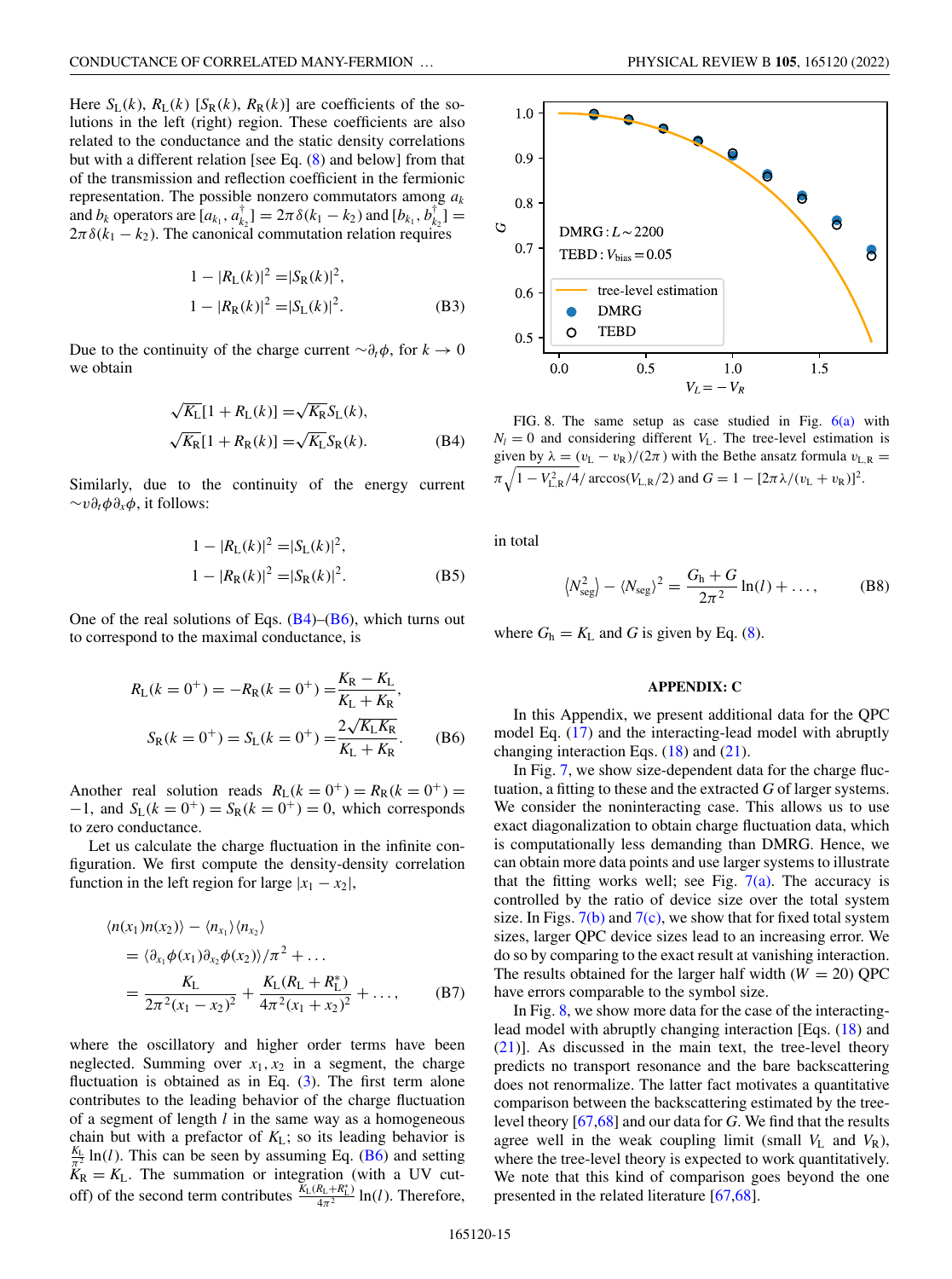Here $S_L(k)$, $R_L(k)$ [$S_R(k)$, $R_R(k)$] are coefficients of the solutions in the left (right) region. These coefficients are also related to the conductance and the static density correlations but with a different relation [see Eq. (8) and below] from that of the transmission and reflection coefficient in the fermionic representation. The possible nonzero commutators among $a_k$ and $b_k$ operators are $[a_{k_1}, a_{k_2}^\dagger] = 2\pi\delta(k_1 - k_2)$ and $[b_{k_1}, b_{k_2}^\dagger] = 2\pi\delta(k_1 - k_2)$. The canonical commutation relation requires

$$
\begin{aligned}
1 - |R_L(k)|^2 &= |S_R(k)|^2, \\
1 - |R_R(k)|^2 &= |S_L(k)|^2.
\end{aligned}
\tag{B3}
$$

Due to the continuity of the charge current $\sim\partial_t\phi$, for $k \to 0$ we obtain

$$
\begin{aligned}
\sqrt{K_L}[1 + R_L(k)] &= \sqrt{K_R} S_L(k), \\
\sqrt{K_R}[1 + R_R(k)] &= \sqrt{K_L} S_R(k).
\end{aligned}
\tag{B4}
$$

Similarly, due to the continuity of the energy current $\sim v\partial_t\phi\partial_x\phi$, it follows:

$$
\begin{aligned}
1 - |R_L(k)|^2 &= |S_L(k)|^2, \\
1 - |R_R(k)|^2 &= |S_R(k)|^2.
\end{aligned}
\tag{B5}
$$

One of the real solutions of Eqs. (B4)–(B6), which turns out to correspond to the maximal conductance, is

$$
\begin{aligned}
R_L(k = 0^+) = -R_R(k = 0^+) &= \frac{K_R - K_L}{K_L + K_R}, \\
S_R(k = 0^+) = S_L(k = 0^+) &= \frac{2\sqrt{K_L K_R}}{K_L + K_R}.
\end{aligned}
\tag{B6}
$$

Another real solution reads $R_L(k = 0^+) = R_R(k = 0^+) = -1$, and $S_L(k = 0^+) = S_R(k = 0^+) = 0$, which corresponds to zero conductance.

Let us calculate the charge fluctuation in the infinite configuration. We first compute the density-density correlation function in the left region for large $|x_1 - x_2|$,

$$
\begin{aligned}
&\langle n(x_1)n(x_2)\rangle - \langle n_{x_1}\rangle\langle n_{x_2}\rangle \\
&= \langle \partial_{x_1}\phi(x_1)\partial_{x_2}\phi(x_2)\rangle/\pi^2 + \dots \\
&= \frac{K_L}{2\pi^2(x_1 - x_2)^2} + \frac{K_L(R_L + R_L^*)}{4\pi^2(x_1 + x_2)^2} + \dots,
\end{aligned}
\tag{B7}
$$

where the oscillatory and higher order terms have been neglected. Summing over $x_1, x_2$ in a segment, the charge fluctuation is obtained as in Eq. (3). The first term alone contributes to the leading behavior of the charge fluctuation of a segment of length $l$ in the same way as a homogeneous chain but with a prefactor of $K_L$; so its leading behavior is $\frac{K_L}{\pi^2}\ln(l)$. This can be seen by assuming Eq. (B6) and setting $K_R = K_L$. The summation or integration (with a UV cutoff) of the second term contributes $\frac{K_L(R_L+R_L^*)}{4\pi^2}\ln(l)$. Therefore, in total

$$
\langle N_{\text{seg}}^2\rangle - \langle N_{\text{seg}}\rangle^2 = \frac{G_h + G}{2\pi^2}\ln(l) + \dots,
\tag{B8}
$$

where $G_h = K_L$ and $G$ is given by Eq. (8).

FIG. 8. The same setup as case studied in Fig. 6(a) with $N_l = 0$ and considering different $V_L$. The tree-level estimation is given by $\lambda = (v_L - v_R)/(2\pi)$ with the Bethe ansatz formula $v_{L,R} = \pi\sqrt{1 - V_{L,R}^2/4}/\arccos(V_{L,R}/2)$ and $G = 1 - [2\pi\lambda/(v_L + v_R)]^2$.

## APPENDIX: C

In this Appendix, we present additional data for the QPC model Eq. (17) and the interacting-lead model with abruptly changing interaction Eqs. (18) and (21).

In Fig. 7, we show size-dependent data for the charge fluctuation, a fitting to these and the extracted $G$ of larger systems. We consider the noninteracting case. This allows us to use exact diagonalization to obtain charge fluctuation data, which is computationally less demanding than DMRG. Hence, we can obtain more data points and use larger systems to illustrate that the fitting works well; see Fig. 7(a). The accuracy is controlled by the ratio of device size over the total system size. In Figs. 7(b) and 7(c), we show that for fixed total system sizes, larger QPC device sizes lead to an increasing error. We do so by comparing to the exact result at vanishing interaction. The results obtained for the larger half width ($W = 20$) QPC have errors comparable to the symbol size.

In Fig. 8, we show more data for the case of the interacting-lead model with abruptly changing interaction [Eqs. (18) and (21)]. As discussed in the main text, the tree-level theory predicts no transport resonance and the bare backscattering does not renormalize. The latter fact motivates a quantitative comparison between the backscattering estimated by the tree-level theory [67,68] and our data for $G$. We find that the results agree well in the weak coupling limit (small $V_L$ and $V_R$), where the tree-level theory is expected to work quantitatively. We note that this kind of comparison goes beyond the one presented in the related literature [67,68].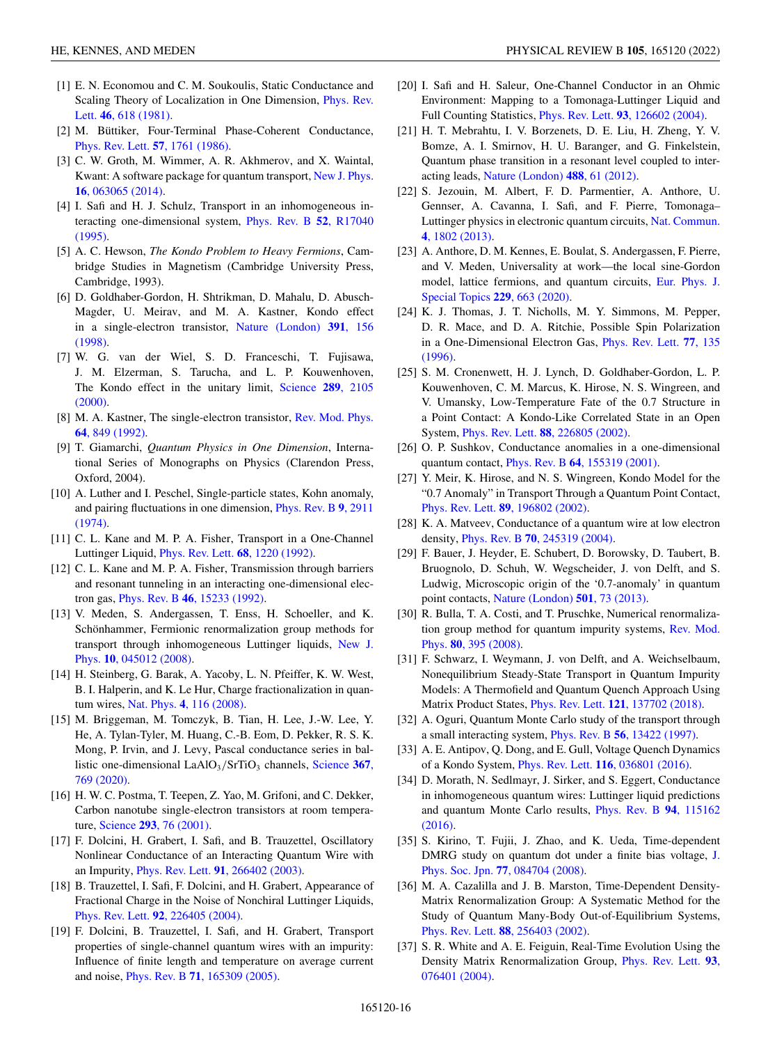[1] E. N. Economou and C. M. Soukoulis, Static Conductance and Scaling Theory of Localization in One Dimension, Phys. Rev. Lett. **46**, 618 (1981).

[2] M. Büttiker, Four-Terminal Phase-Coherent Conductance, Phys. Rev. Lett. **57**, 1761 (1986).

[3] C. W. Groth, M. Wimmer, A. R. Akhmerov, and X. Waintal, Kwant: A software package for quantum transport, New J. Phys. **16**, 063065 (2014).

[4] I. Safi and H. J. Schulz, Transport in an inhomogeneous interacting one-dimensional system, Phys. Rev. B **52**, R17040 (1995).

[5] A. C. Hewson, *The Kondo Problem to Heavy Fermions*, Cambridge Studies in Magnetism (Cambridge University Press, Cambridge, 1993).

[6] D. Goldhaber-Gordon, H. Shtrikman, D. Mahalu, D. Abusch-Magder, U. Meirav, and M. A. Kastner, Kondo effect in a single-electron transistor, Nature (London) **391**, 156 (1998).

[7] W. G. van der Wiel, S. D. Franceschi, T. Fujisawa, J. M. Elzerman, S. Tarucha, and L. P. Kouwenhoven, The Kondo effect in the unitary limit, Science **289**, 2105 (2000).

[8] M. A. Kastner, The single-electron transistor, Rev. Mod. Phys. **64**, 849 (1992).

[9] T. Giamarchi, *Quantum Physics in One Dimension*, International Series of Monographs on Physics (Clarendon Press, Oxford, 2004).

[10] A. Luther and I. Peschel, Single-particle states, Kohn anomaly, and pairing fluctuations in one dimension, Phys. Rev. B **9**, 2911 (1974).

[11] C. L. Kane and M. P. A. Fisher, Transport in a One-Channel Luttinger Liquid, Phys. Rev. Lett. **68**, 1220 (1992).

[12] C. L. Kane and M. P. A. Fisher, Transmission through barriers and resonant tunneling in an interacting one-dimensional electron gas, Phys. Rev. B **46**, 15233 (1992).

[13] V. Meden, S. Andergassen, T. Enss, H. Schoeller, and K. Schönhammer, Fermionic renormalization group methods for transport through inhomogeneous Luttinger liquids, New J. Phys. **10**, 045012 (2008).

[14] H. Steinberg, G. Barak, A. Yacoby, L. N. Pfeiffer, K. W. West, B. I. Halperin, and K. Le Hur, Charge fractionalization in quantum wires, Nat. Phys. **4**, 116 (2008).

[15] M. Briggeman, M. Tomczyk, B. Tian, H. Lee, J.-W. Lee, Y. He, A. Tylan-Tyler, M. Huang, C.-B. Eom, D. Pekker, R. S. K. Mong, P. Irvin, and J. Levy, Pascal conductance series in ballistic one-dimensional $LaAlO_3/SrTiO_3$ channels, Science **367**, 769 (2020).

[16] H. W. C. Postma, T. Teepen, Z. Yao, M. Grifoni, and C. Dekker, Carbon nanotube single-electron transistors at room temperature, Science **293**, 76 (2001).

[17] F. Dolcini, H. Grabert, I. Safi, and B. Trauzettel, Oscillatory Nonlinear Conductance of an Interacting Quantum Wire with an Impurity, Phys. Rev. Lett. **91**, 266402 (2003).

[18] B. Trauzettel, I. Safi, F. Dolcini, and H. Grabert, Appearance of Fractional Charge in the Noise of Nonchiral Luttinger Liquids, Phys. Rev. Lett. **92**, 226405 (2004).

[19] F. Dolcini, B. Trauzettel, I. Safi, and H. Grabert, Transport properties of single-channel quantum wires with an impurity: Influence of finite length and temperature on average current and noise, Phys. Rev. B **71**, 165309 (2005).

[20] I. Safi and H. Saleur, One-Channel Conductor in an Ohmic Environment: Mapping to a Tomonaga-Luttinger Liquid and Full Counting Statistics, Phys. Rev. Lett. **93**, 126602 (2004).

[21] H. T. Mebrahtu, I. V. Borzenets, D. E. Liu, H. Zheng, Y. V. Bomze, A. I. Smirnov, H. U. Baranger, and G. Finkelstein, Quantum phase transition in a resonant level coupled to interacting leads, Nature (London) **488**, 61 (2012).

[22] S. Jezouin, M. Albert, F. D. Parmentier, A. Anthore, U. Gennser, A. Cavanna, I. Safi, and F. Pierre, Tomonaga–Luttinger physics in electronic quantum circuits, Nat. Commun. **4**, 1802 (2013).

[23] A. Anthore, D. M. Kennes, E. Boulat, S. Andergassen, F. Pierre, and V. Meden, Universality at work—the local sine-Gordon model, lattice fermions, and quantum circuits, Eur. Phys. J. Special Topics **229**, 663 (2020).

[24] K. J. Thomas, J. T. Nicholls, M. Y. Simmons, M. Pepper, D. R. Mace, and D. A. Ritchie, Possible Spin Polarization in a One-Dimensional Electron Gas, Phys. Rev. Lett. **77**, 135 (1996).

[25] S. M. Cronenwett, H. J. Lynch, D. Goldhaber-Gordon, L. P. Kouwenhoven, C. M. Marcus, K. Hirose, N. S. Wingreen, and V. Umansky, Low-Temperature Fate of the 0.7 Structure in a Point Contact: A Kondo-Like Correlated State in an Open System, Phys. Rev. Lett. **88**, 226805 (2002).

[26] O. P. Sushkov, Conductance anomalies in a one-dimensional quantum contact, Phys. Rev. B **64**, 155319 (2001).

[27] Y. Meir, K. Hirose, and N. S. Wingreen, Kondo Model for the "0.7 Anomaly" in Transport Through a Quantum Point Contact, Phys. Rev. Lett. **89**, 196802 (2002).

[28] K. A. Matveev, Conductance of a quantum wire at low electron density, Phys. Rev. B **70**, 245319 (2004).

[29] F. Bauer, J. Heyder, E. Schubert, D. Borowsky, D. Taubert, B. Bruognolo, D. Schuh, W. Wegscheider, J. von Delft, and S. Ludwig, Microscopic origin of the '0.7-anomaly' in quantum point contacts, Nature (London) **501**, 73 (2013).

[30] R. Bulla, T. A. Costi, and T. Pruschke, Numerical renormalization group method for quantum impurity systems, Rev. Mod. Phys. **80**, 395 (2008).

[31] F. Schwarz, I. Weymann, J. von Delft, and A. Weichselbaum, Nonequilibrium Steady-State Transport in Quantum Impurity Models: A Thermofield and Quantum Quench Approach Using Matrix Product States, Phys. Rev. Lett. **121**, 137702 (2018).

[32] A. Oguri, Quantum Monte Carlo study of the transport through a small interacting system, Phys. Rev. B **56**, 13422 (1997).

[33] A. E. Antipov, Q. Dong, and E. Gull, Voltage Quench Dynamics of a Kondo System, Phys. Rev. Lett. **116**, 036801 (2016).

[34] D. Morath, N. Sedlmayr, J. Sirker, and S. Eggert, Conductance in inhomogeneous quantum wires: Luttinger liquid predictions and quantum Monte Carlo results, Phys. Rev. B **94**, 115162 (2016).

[35] S. Kirino, T. Fujii, J. Zhao, and K. Ueda, Time-dependent DMRG study on quantum dot under a finite bias voltage, J. Phys. Soc. Jpn. **77**, 084704 (2008).

[36] M. A. Cazalilla and J. B. Marston, Time-Dependent Density-Matrix Renormalization Group: A Systematic Method for the Study of Quantum Many-Body Out-of-Equilibrium Systems, Phys. Rev. Lett. **88**, 256403 (2002).

[37] S. R. White and A. E. Feiguin, Real-Time Evolution Using the Density Matrix Renormalization Group, Phys. Rev. Lett. **93**, 076401 (2004).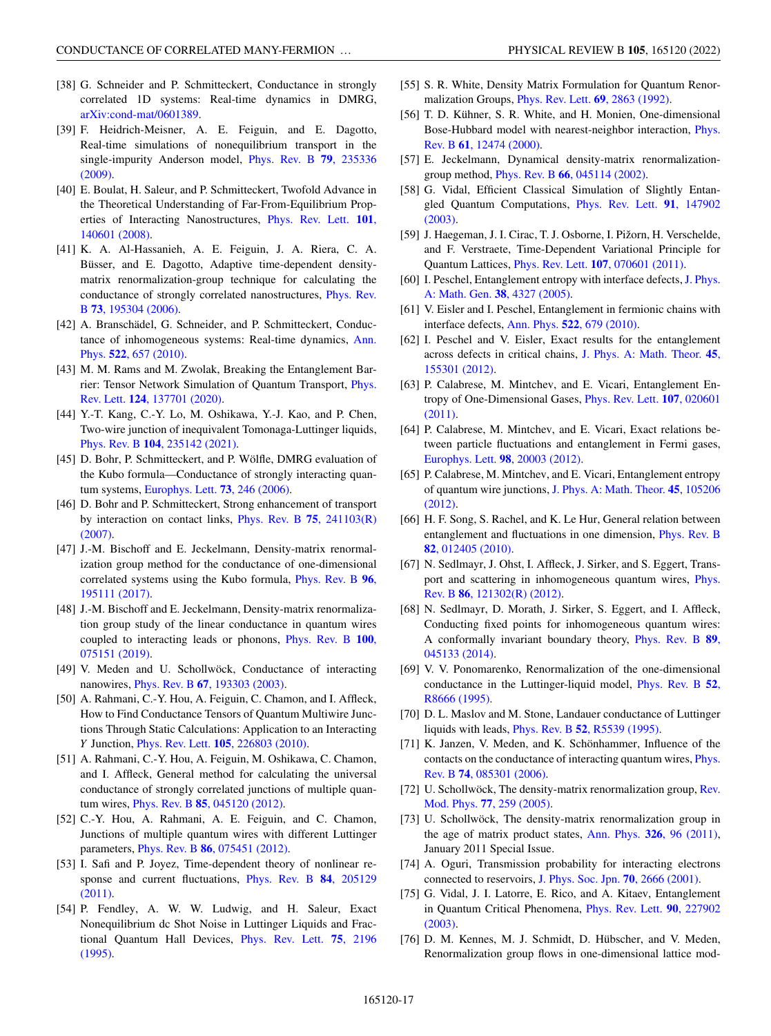[38] G. Schneider and P. Schmitteckert, Conductance in strongly correlated 1D systems: Real-time dynamics in DMRG, arXiv:cond-mat/0601389.

[39] F. Heidrich-Meisner, A. E. Feiguin, and E. Dagotto, Real-time simulations of nonequilibrium transport in the single-impurity Anderson model, Phys. Rev. B **79**, 235336 (2009).

[40] E. Boulat, H. Saleur, and P. Schmitteckert, Twofold Advance in the Theoretical Understanding of Far-From-Equilibrium Properties of Interacting Nanostructures, Phys. Rev. Lett. **101**, 140601 (2008).

[41] K. A. Al-Hassanieh, A. E. Feiguin, J. A. Riera, C. A. Büsser, and E. Dagotto, Adaptive time-dependent density-matrix renormalization-group technique for calculating the conductance of strongly correlated nanostructures, Phys. Rev. B **73**, 195304 (2006).

[42] A. Branschädel, G. Schneider, and P. Schmitteckert, Conductance of inhomogeneous systems: Real-time dynamics, Ann. Phys. **522**, 657 (2010).

[43] M. M. Rams and M. Zwolak, Breaking the Entanglement Barrier: Tensor Network Simulation of Quantum Transport, Phys. Rev. Lett. **124**, 137701 (2020).

[44] Y.-T. Kang, C.-Y. Lo, M. Oshikawa, Y.-J. Kao, and P. Chen, Two-wire junction of inequivalent Tomonaga-Luttinger liquids, Phys. Rev. B **104**, 235142 (2021).

[45] D. Bohr, P. Schmitteckert, and P. Wölfle, DMRG evaluation of the Kubo formula—Conductance of strongly interacting quantum systems, Europhys. Lett. **73**, 246 (2006).

[46] D. Bohr and P. Schmitteckert, Strong enhancement of transport by interaction on contact links, Phys. Rev. B **75**, 241103(R) (2007).

[47] J.-M. Bischoff and E. Jeckelmann, Density-matrix renormalization group method for the conductance of one-dimensional correlated systems using the Kubo formula, Phys. Rev. B **96**, 195111 (2017).

[48] J.-M. Bischoff and E. Jeckelmann, Density-matrix renormalization group study of the linear conductance in quantum wires coupled to interacting leads or phonons, Phys. Rev. B **100**, 075151 (2019).

[49] V. Meden and U. Schollwöck, Conductance of interacting nanowires, Phys. Rev. B **67**, 193303 (2003).

[50] A. Rahmani, C.-Y. Hou, A. Feiguin, C. Chamon, and I. Affleck, How to Find Conductance Tensors of Quantum Multiwire Junctions Through Static Calculations: Application to an Interacting *Y* Junction, Phys. Rev. Lett. **105**, 226803 (2010).

[51] A. Rahmani, C.-Y. Hou, A. Feiguin, M. Oshikawa, C. Chamon, and I. Affleck, General method for calculating the universal conductance of strongly correlated junctions of multiple quantum wires, Phys. Rev. B **85**, 045120 (2012).

[52] C.-Y. Hou, A. Rahmani, A. E. Feiguin, and C. Chamon, Junctions of multiple quantum wires with different Luttinger parameters, Phys. Rev. B **86**, 075451 (2012).

[53] I. Safi and P. Joyez, Time-dependent theory of nonlinear response and current fluctuations, Phys. Rev. B **84**, 205129 (2011).

[54] P. Fendley, A. W. W. Ludwig, and H. Saleur, Exact Nonequilibrium dc Shot Noise in Luttinger Liquids and Fractional Quantum Hall Devices, Phys. Rev. Lett. **75**, 2196 (1995).

[55] S. R. White, Density Matrix Formulation for Quantum Renormalization Groups, Phys. Rev. Lett. **69**, 2863 (1992).

[56] T. D. Kühner, S. R. White, and H. Monien, One-dimensional Bose-Hubbard model with nearest-neighbor interaction, Phys. Rev. B **61**, 12474 (2000).

[57] E. Jeckelmann, Dynamical density-matrix renormalization-group method, Phys. Rev. B **66**, 045114 (2002).

[58] G. Vidal, Efficient Classical Simulation of Slightly Entangled Quantum Computations, Phys. Rev. Lett. **91**, 147902 (2003).

[59] J. Haegeman, J. I. Cirac, T. J. Osborne, I. Pižorn, H. Verschelde, and F. Verstraete, Time-Dependent Variational Principle for Quantum Lattices, Phys. Rev. Lett. **107**, 070601 (2011).

[60] I. Peschel, Entanglement entropy with interface defects, J. Phys. A: Math. Gen. **38**, 4327 (2005).

[61] V. Eisler and I. Peschel, Entanglement in fermionic chains with interface defects, Ann. Phys. **522**, 679 (2010).

[62] I. Peschel and V. Eisler, Exact results for the entanglement across defects in critical chains, J. Phys. A: Math. Theor. **45**, 155301 (2012).

[63] P. Calabrese, M. Mintchev, and E. Vicari, Entanglement Entropy of One-Dimensional Gases, Phys. Rev. Lett. **107**, 020601 (2011).

[64] P. Calabrese, M. Mintchev, and E. Vicari, Exact relations between particle fluctuations and entanglement in Fermi gases, Europhys. Lett. **98**, 20003 (2012).

[65] P. Calabrese, M. Mintchev, and E. Vicari, Entanglement entropy of quantum wire junctions, J. Phys. A: Math. Theor. **45**, 105206 (2012).

[66] H. F. Song, S. Rachel, and K. Le Hur, General relation between entanglement and fluctuations in one dimension, Phys. Rev. B **82**, 012405 (2010).

[67] N. Sedlmayr, J. Ohst, I. Affleck, J. Sirker, and S. Eggert, Transport and scattering in inhomogeneous quantum wires, Phys. Rev. B **86**, 121302(R) (2012).

[68] N. Sedlmayr, D. Morath, J. Sirker, S. Eggert, and I. Affleck, Conducting fixed points for inhomogeneous quantum wires: A conformally invariant boundary theory, Phys. Rev. B **89**, 045133 (2014).

[69] V. V. Ponomarenko, Renormalization of the one-dimensional conductance in the Luttinger-liquid model, Phys. Rev. B **52**, R8666 (1995).

[70] D. L. Maslov and M. Stone, Landauer conductance of Luttinger liquids with leads, Phys. Rev. B **52**, R5539 (1995).

[71] K. Janzen, V. Meden, and K. Schönhammer, Influence of the contacts on the conductance of interacting quantum wires, Phys. Rev. B **74**, 085301 (2006).

[72] U. Schollwöck, The density-matrix renormalization group, Rev. Mod. Phys. **77**, 259 (2005).

[73] U. Schollwöck, The density-matrix renormalization group in the age of matrix product states, Ann. Phys. **326**, 96 (2011), January 2011 Special Issue.

[74] A. Oguri, Transmission probability for interacting electrons connected to reservoirs, J. Phys. Soc. Jpn. **70**, 2666 (2001).

[75] G. Vidal, J. I. Latorre, E. Rico, and A. Kitaev, Entanglement in Quantum Critical Phenomena, Phys. Rev. Lett. **90**, 227902 (2003).

[76] D. M. Kennes, M. J. Schmidt, D. Hübscher, and V. Meden, Renormalization group flows in one-dimensional lattice mod-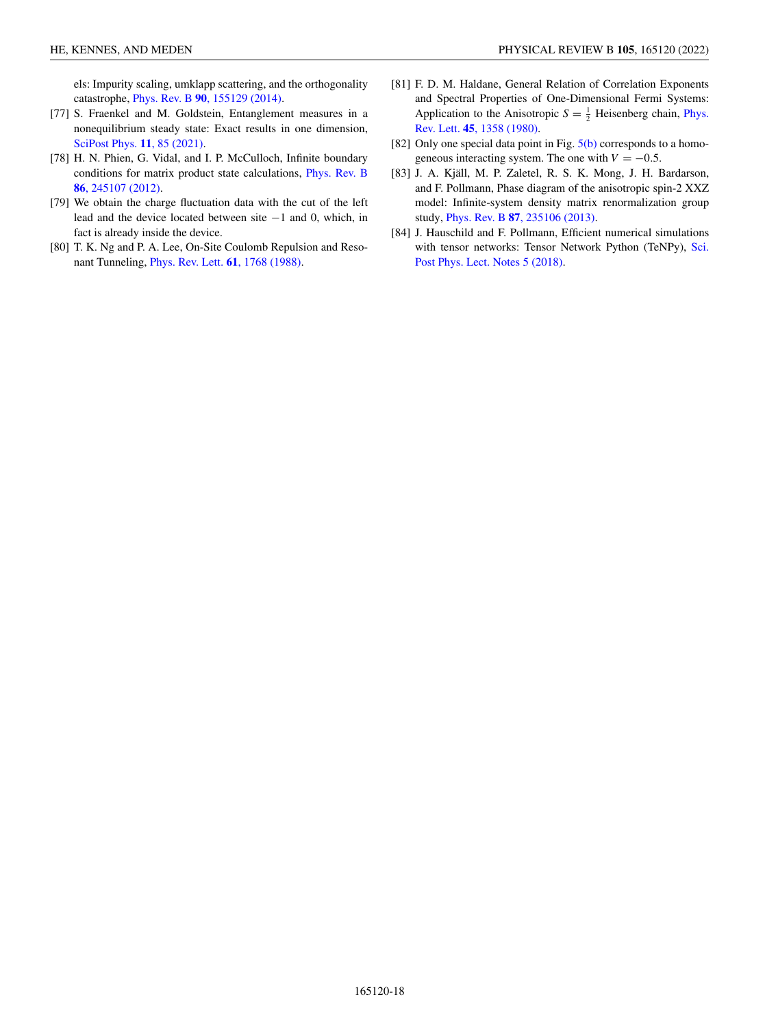els: Impurity scaling, umklapp scattering, and the orthogonality catastrophe, Phys. Rev. B **90**, 155129 (2014).

[77] S. Fraenkel and M. Goldstein, Entanglement measures in a nonequilibrium steady state: Exact results in one dimension, SciPost Phys. **11**, 85 (2021).

[78] H. N. Phien, G. Vidal, and I. P. McCulloch, Infinite boundary conditions for matrix product state calculations, Phys. Rev. B **86**, 245107 (2012).

[79] We obtain the charge fluctuation data with the cut of the left lead and the device located between site $-1$ and 0, which, in fact is already inside the device.

[80] T. K. Ng and P. A. Lee, On-Site Coulomb Repulsion and Resonant Tunneling, Phys. Rev. Lett. **61**, 1768 (1988).

[81] F. D. M. Haldane, General Relation of Correlation Exponents and Spectral Properties of One-Dimensional Fermi Systems: Application to the Anisotropic $S = \frac{1}{2}$ Heisenberg chain, Phys. Rev. Lett. **45**, 1358 (1980).

[82] Only one special data point in Fig. 5(b) corresponds to a homogeneous interacting system. The one with $V = -0.5$.

[83] J. A. Kjäll, M. P. Zaletel, R. S. K. Mong, J. H. Bardarson, and F. Pollmann, Phase diagram of the anisotropic spin-2 XXZ model: Infinite-system density matrix renormalization group study, Phys. Rev. B **87**, 235106 (2013).

[84] J. Hauschild and F. Pollmann, Efficient numerical simulations with tensor networks: Tensor Network Python (TeNPy), Sci. Post Phys. Lect. Notes 5 (2018).